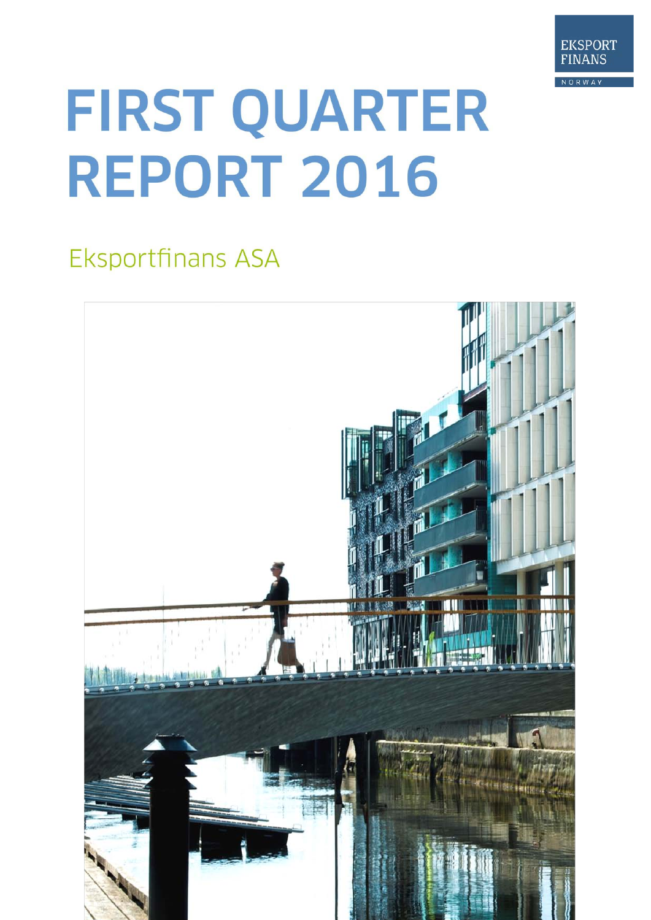EKSPORT FINANS NORWAY

# FIRST QUARTER REPORT 2016

## Eksportfinans ASA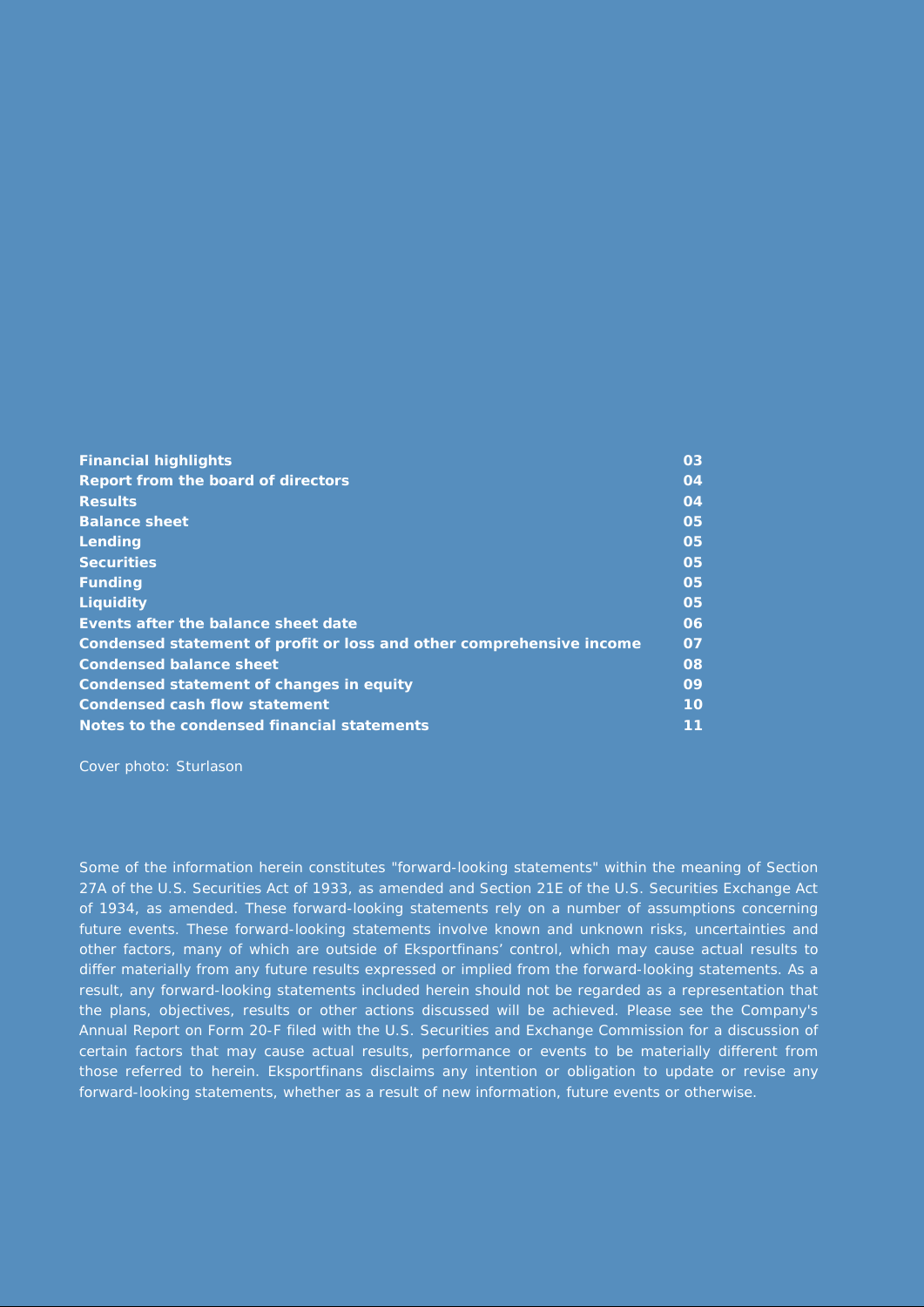| | |
|---|---|
| **Financial highlights** | **03** |
| **Report from the board of directors** | **04** |
| **Results** | **04** |
| **Balance sheet** | **05** |
| **Lending** | **05** |
| **Securities** | **05** |
| **Funding** | **05** |
| **Liquidity** | **05** |
| **Events after the balance sheet date** | **06** |
| **Condensed statement of profit or loss and other comprehensive income** | **07** |
| **Condensed balance sheet** | **08** |
| **Condensed statement of changes in equity** | **09** |
| **Condensed cash flow statement** | **10** |
| **Notes to the condensed financial statements** | **11** |

Cover photo: Sturlason

Some of the information herein constitutes "forward-looking statements" within the meaning of Section 27A of the U.S. Securities Act of 1933, as amended and Section 21E of the U.S. Securities Exchange Act of 1934, as amended. These forward-looking statements rely on a number of assumptions concerning future events. These forward-looking statements involve known and unknown risks, uncertainties and other factors, many of which are outside of Eksportfinans' control, which may cause actual results to differ materially from any future results expressed or implied from the forward-looking statements. As a result, any forward-looking statements included herein should not be regarded as a representation that the plans, objectives, results or other actions discussed will be achieved. Please see the Company's Annual Report on Form 20-F filed with the U.S. Securities and Exchange Commission for a discussion of certain factors that may cause actual results, performance or events to be materially different from those referred to herein. Eksportfinans disclaims any intention or obligation to update or revise any forward-looking statements, whether as a result of new information, future events or otherwise.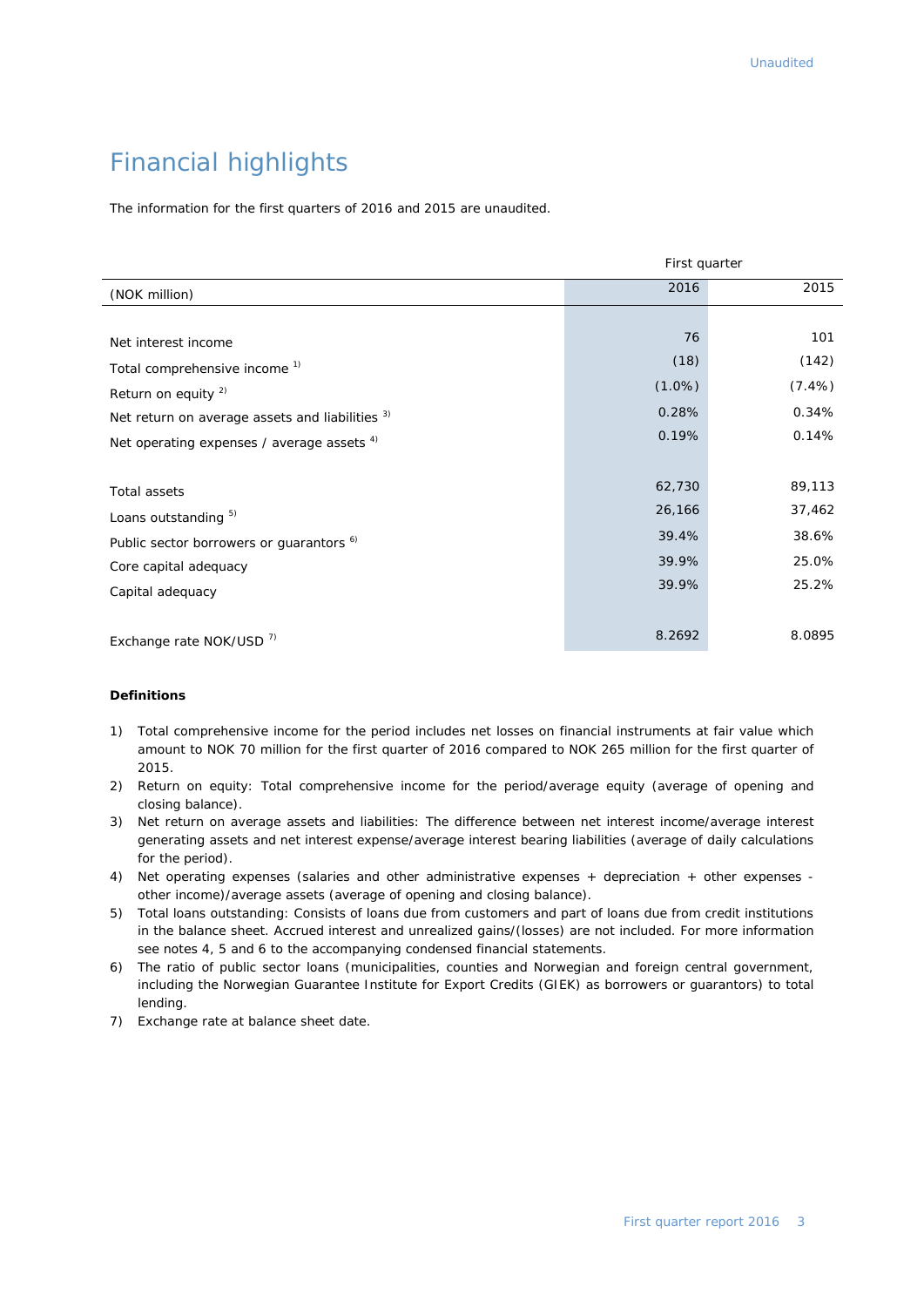# Financial highlights

The information for the first quarters of 2016 and 2015 are unaudited.

| | First quarter | |
|---|---|---|
| (NOK million) | 2016 | 2015 |
| Net interest income | 76 | 101 |
| Total comprehensive income [1] | (18) | (142) |
| Return on equity [2] | (1.0%) | (7.4%) |
| Net return on average assets and liabilities [3] | 0.28% | 0.34% |
| Net operating expenses / average assets [4] | 0.19% | 0.14% |
| Total assets | 62,730 | 89,113 |
| Loans outstanding [5] | 26,166 | 37,462 |
| Public sector borrowers or guarantors [6] | 39.4% | 38.6% |
| Core capital adequacy | 39.9% | 25.0% |
| Capital adequacy | 39.9% | 25.2% |
| Exchange rate NOK/USD [7] | 8.2692 | 8.0895 |

**Definitions**

1) Total comprehensive income for the period includes net losses on financial instruments at fair value which amount to NOK 70 million for the first quarter of 2016 compared to NOK 265 million for the first quarter of 2015.
2) Return on equity: Total comprehensive income for the period/average equity (average of opening and closing balance).
3) Net return on average assets and liabilities: The difference between net interest income/average interest generating assets and net interest expense/average interest bearing liabilities (average of daily calculations for the period).
4) Net operating expenses (salaries and other administrative expenses + depreciation + other expenses - other income)/average assets (average of opening and closing balance).
5) Total loans outstanding: Consists of loans due from customers and part of loans due from credit institutions in the balance sheet. Accrued interest and unrealized gains/(losses) are not included. For more information see notes 4, 5 and 6 to the accompanying condensed financial statements.
6) The ratio of public sector loans (municipalities, counties and Norwegian and foreign central government, including the Norwegian Guarantee Institute for Export Credits (GIEK) as borrowers or guarantors) to total lending.
7) Exchange rate at balance sheet date.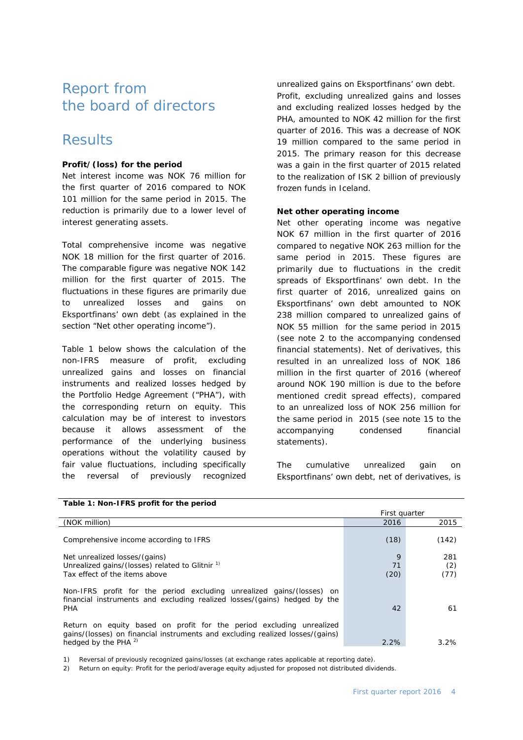# Report from the board of directors

## Results

**Profit/(loss) for the period**

Net interest income was NOK 76 million for the first quarter of 2016 compared to NOK 101 million for the same period in 2015. The reduction is primarily due to a lower level of interest generating assets.

Total comprehensive income was negative NOK 18 million for the first quarter of 2016. The comparable figure was negative NOK 142 million for the first quarter of 2015. The fluctuations in these figures are primarily due to unrealized losses and gains on Eksportfinans' own debt (as explained in the section "Net other operating income").

Table 1 below shows the calculation of the non-IFRS measure of profit, excluding unrealized gains and losses on financial instruments and realized losses hedged by the Portfolio Hedge Agreement ("PHA"), with the corresponding return on equity. This calculation may be of interest to investors because it allows assessment of the performance of the underlying business operations without the volatility caused by fair value fluctuations, including specifically the reversal of previously recognized unrealized gains on Eksportfinans' own debt. Profit, excluding unrealized gains and losses and excluding realized losses hedged by the PHA, amounted to NOK 42 million for the first quarter of 2016. This was a decrease of NOK 19 million compared to the same period in 2015. The primary reason for this decrease was a gain in the first quarter of 2015 related to the realization of ISK 2 billion of previously frozen funds in Iceland.

**Net other operating income**

Net other operating income was negative NOK 67 million in the first quarter of 2016 compared to negative NOK 263 million for the same period in 2015. These figures are primarily due to fluctuations in the credit spreads of Eksportfinans' own debt. In the first quarter of 2016, unrealized gains on Eksportfinans' own debt amounted to NOK 238 million compared to unrealized gains of NOK 55 million for the same period in 2015 (see note 2 to the accompanying condensed financial statements). Net of derivatives, this resulted in an unrealized loss of NOK 186 million in the first quarter of 2016 (whereof around NOK 190 million is due to the before mentioned credit spread effects), compared to an unrealized loss of NOK 256 million for the same period in 2015 (see note 15 to the accompanying condensed financial statements).

The cumulative unrealized gain on Eksportfinans' own debt, net of derivatives, is

**Table 1: Non-IFRS profit for the period**

| | First quarter | |
|---|---|---|
| (NOK million) | 2016 | 2015 |
| Comprehensive income according to IFRS | (18) | (142) |
| Net unrealized losses/(gains) | 9 | 281 |
| Unrealized gains/(losses) related to Glitnir [1] | 71 | (2) |
| Tax effect of the items above | (20) | (77) |
| Non-IFRS profit for the period excluding unrealized gains/(losses) on financial instruments and excluding realized losses/(gains) hedged by the PHA | 42 | 61 |
| Return on equity based on profit for the period excluding unrealized gains/(losses) on financial instruments and excluding realized losses/(gains) hedged by the PHA [2] | 2.2% | 3.2% |

1) Reversal of previously recognized gains/losses (at exchange rates applicable at reporting date).
2) Return on equity: Profit for the period/average equity adjusted for proposed not distributed dividends.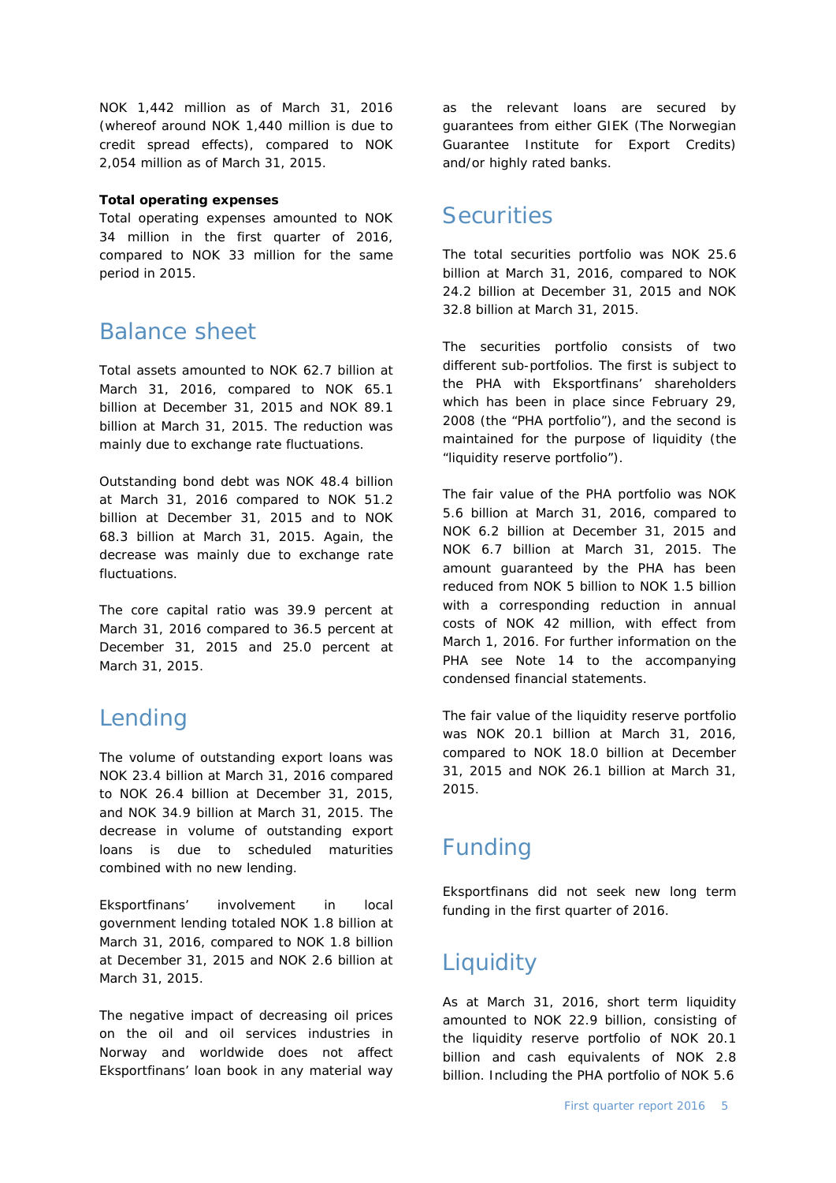NOK 1,442 million as of March 31, 2016 (whereof around NOK 1,440 million is due to credit spread effects), compared to NOK 2,054 million as of March 31, 2015.

**Total operating expenses**

Total operating expenses amounted to NOK 34 million in the first quarter of 2016, compared to NOK 33 million for the same period in 2015.

## Balance sheet

Total assets amounted to NOK 62.7 billion at March 31, 2016, compared to NOK 65.1 billion at December 31, 2015 and NOK 89.1 billion at March 31, 2015. The reduction was mainly due to exchange rate fluctuations.

Outstanding bond debt was NOK 48.4 billion at March 31, 2016 compared to NOK 51.2 billion at December 31, 2015 and to NOK 68.3 billion at March 31, 2015. Again, the decrease was mainly due to exchange rate fluctuations.

The core capital ratio was 39.9 percent at March 31, 2016 compared to 36.5 percent at December 31, 2015 and 25.0 percent at March 31, 2015.

## Lending

The volume of outstanding export loans was NOK 23.4 billion at March 31, 2016 compared to NOK 26.4 billion at December 31, 2015, and NOK 34.9 billion at March 31, 2015. The decrease in volume of outstanding export loans is due to scheduled maturities combined with no new lending.

Eksportfinans' involvement in local government lending totaled NOK 1.8 billion at March 31, 2016, compared to NOK 1.8 billion at December 31, 2015 and NOK 2.6 billion at March 31, 2015.

The negative impact of decreasing oil prices on the oil and oil services industries in Norway and worldwide does not affect Eksportfinans' loan book in any material way as the relevant loans are secured by guarantees from either GIEK (The Norwegian Guarantee Institute for Export Credits) and/or highly rated banks.

## Securities

The total securities portfolio was NOK 25.6 billion at March 31, 2016, compared to NOK 24.2 billion at December 31, 2015 and NOK 32.8 billion at March 31, 2015.

The securities portfolio consists of two different sub-portfolios. The first is subject to the PHA with Eksportfinans' shareholders which has been in place since February 29, 2008 (the "PHA portfolio"), and the second is maintained for the purpose of liquidity (the "liquidity reserve portfolio").

The fair value of the PHA portfolio was NOK 5.6 billion at March 31, 2016, compared to NOK 6.2 billion at December 31, 2015 and NOK 6.7 billion at March 31, 2015. The amount guaranteed by the PHA has been reduced from NOK 5 billion to NOK 1.5 billion with a corresponding reduction in annual costs of NOK 42 million, with effect from March 1, 2016. For further information on the PHA see Note 14 to the accompanying condensed financial statements.

The fair value of the liquidity reserve portfolio was NOK 20.1 billion at March 31, 2016, compared to NOK 18.0 billion at December 31, 2015 and NOK 26.1 billion at March 31, 2015.

## Funding

Eksportfinans did not seek new long term funding in the first quarter of 2016.

## Liquidity

As at March 31, 2016, short term liquidity amounted to NOK 22.9 billion, consisting of the liquidity reserve portfolio of NOK 20.1 billion and cash equivalents of NOK 2.8 billion. Including the PHA portfolio of NOK 5.6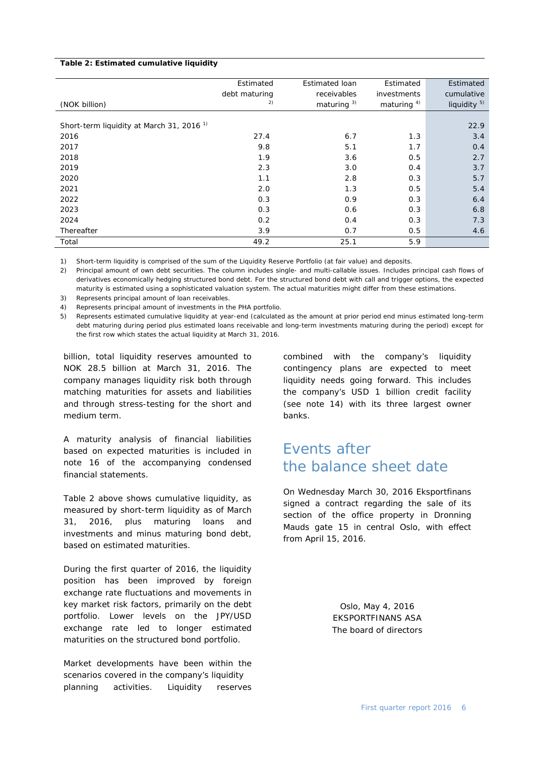**Table 2: Estimated cumulative liquidity**

| (NOK billion) | Estimated debt maturing [2] | Estimated loan receivables maturing [3] | Estimated investments maturing [4] | Estimated cumulative liquidity [5] |
|---|---|---|---|---|
| Short-term liquidity at March 31, 2016 [1] | | | | 22.9 |
| 2016 | 27.4 | 6.7 | 1.3 | 3.4 |
| 2017 | 9.8 | 5.1 | 1.7 | 0.4 |
| 2018 | 1.9 | 3.6 | 0.5 | 2.7 |
| 2019 | 2.3 | 3.0 | 0.4 | 3.7 |
| 2020 | 1.1 | 2.8 | 0.3 | 5.7 |
| 2021 | 2.0 | 1.3 | 0.5 | 5.4 |
| 2022 | 0.3 | 0.9 | 0.3 | 6.4 |
| 2023 | 0.3 | 0.6 | 0.3 | 6.8 |
| 2024 | 0.2 | 0.4 | 0.3 | 7.3 |
| Thereafter | 3.9 | 0.7 | 0.5 | 4.6 |
| Total | 49.2 | 25.1 | 5.9 | |

1) Short-term liquidity is comprised of the sum of the Liquidity Reserve Portfolio (at fair value) and deposits.

2) Principal amount of own debt securities. The column includes single- and multi-callable issues. Includes principal cash flows of derivatives economically hedging structured bond debt. For the structured bond debt with call and trigger options, the expected maturity is estimated using a sophisticated valuation system. The actual maturities might differ from these estimations.

3) Represents principal amount of loan receivables.

4) Represents principal amount of investments in the PHA portfolio.

5) Represents estimated cumulative liquidity at year-end (calculated as the amount at prior period end minus estimated long-term debt maturing during period plus estimated loans receivable and long-term investments maturing during the period) except for the first row which states the actual liquidity at March 31, 2016.

billion, total liquidity reserves amounted to NOK 28.5 billion at March 31, 2016. The company manages liquidity risk both through matching maturities for assets and liabilities and through stress-testing for the short and medium term.

A maturity analysis of financial liabilities based on expected maturities is included in note 16 of the accompanying condensed financial statements.

Table 2 above shows cumulative liquidity, as measured by short-term liquidity as of March 31, 2016, plus maturing loans and investments and minus maturing bond debt, based on estimated maturities.

During the first quarter of 2016, the liquidity position has been improved by foreign exchange rate fluctuations and movements in key market risk factors, primarily on the debt portfolio. Lower levels on the JPY/USD exchange rate led to longer estimated maturities on the structured bond portfolio.

Market developments have been within the scenarios covered in the company's liquidity planning activities. Liquidity reserves combined with the company's liquidity contingency plans are expected to meet liquidity needs going forward. This includes the company's USD 1 billion credit facility (see note 14) with its three largest owner banks.

## Events after the balance sheet date

On Wednesday March 30, 2016 Eksportfinans signed a contract regarding the sale of its section of the office property in Dronning Mauds gate 15 in central Oslo, with effect from April 15, 2016.

Oslo, May 4, 2016
EKSPORTFINANS ASA
The board of directors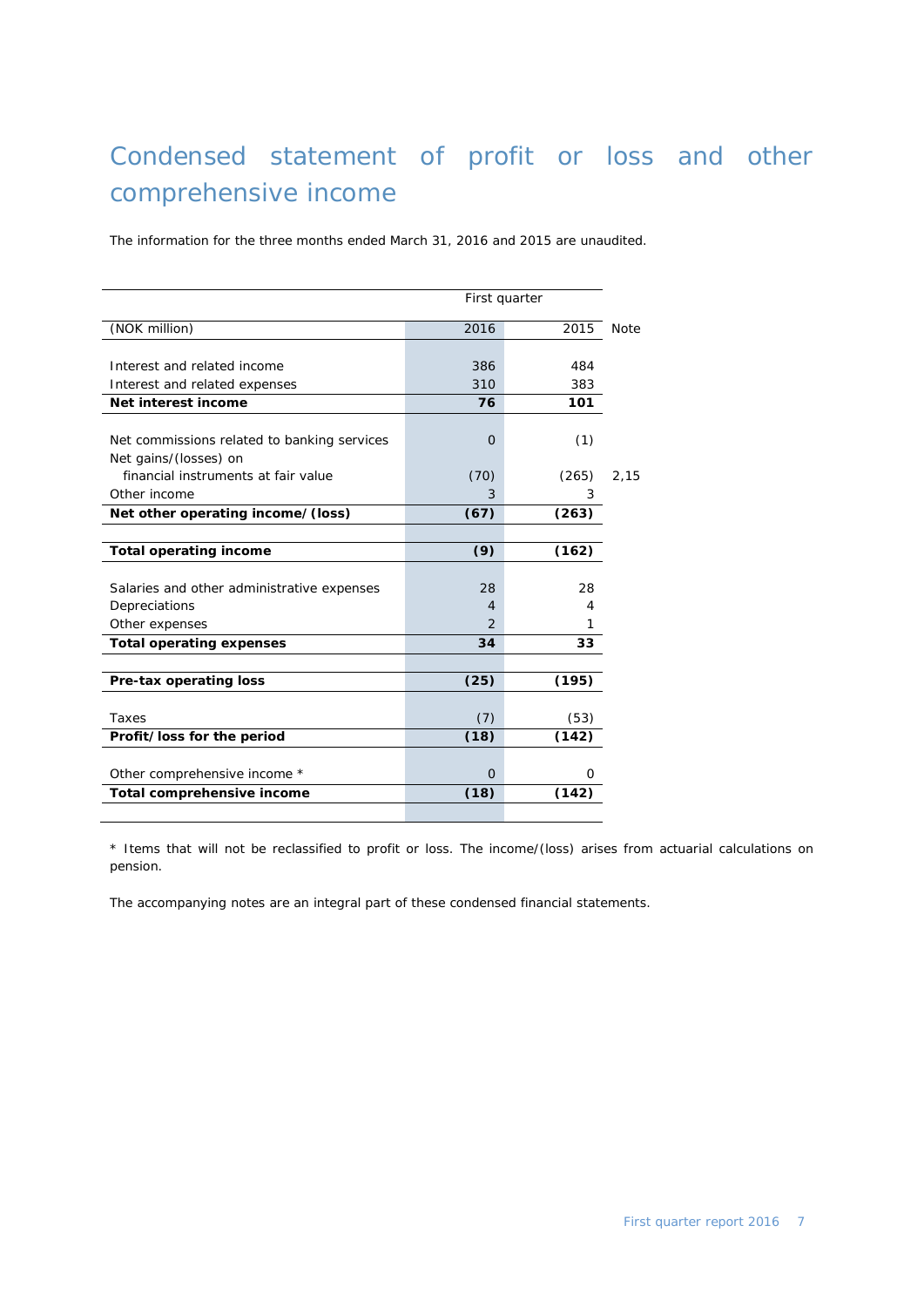# Condensed statement of profit or loss and other comprehensive income

The information for the three months ended March 31, 2016 and 2015 are unaudited.

| | First quarter | | |
|---|---|---|---|
| (NOK million) | 2016 | 2015 | Note |
| | | | |
| Interest and related income | 386 | 484 | |
| Interest and related expenses | 310 | 383 | |
| **Net interest income** | **76** | **101** | |
| | | | |
| Net commissions related to banking services | 0 | (1) | |
| Net gains/(losses) on financial instruments at fair value | (70) | (265) | 2,15 |
| Other income | 3 | 3 | |
| **Net other operating income/(loss)** | **(67)** | **(263)** | |
| | | | |
| **Total operating income** | **(9)** | **(162)** | |
| | | | |
| Salaries and other administrative expenses | 28 | 28 | |
| Depreciations | 4 | 4 | |
| Other expenses | 2 | 1 | |
| **Total operating expenses** | **34** | **33** | |
| | | | |
| **Pre-tax operating loss** | **(25)** | **(195)** | |
| | | | |
| Taxes | (7) | (53) | |
| **Profit/loss for the period** | **(18)** | **(142)** | |
| | | | |
| Other comprehensive income * | 0 | 0 | |
| **Total comprehensive income** | **(18)** | **(142)** | |

\* Items that will not be reclassified to profit or loss. The income/(loss) arises from actuarial calculations on pension.

The accompanying notes are an integral part of these condensed financial statements.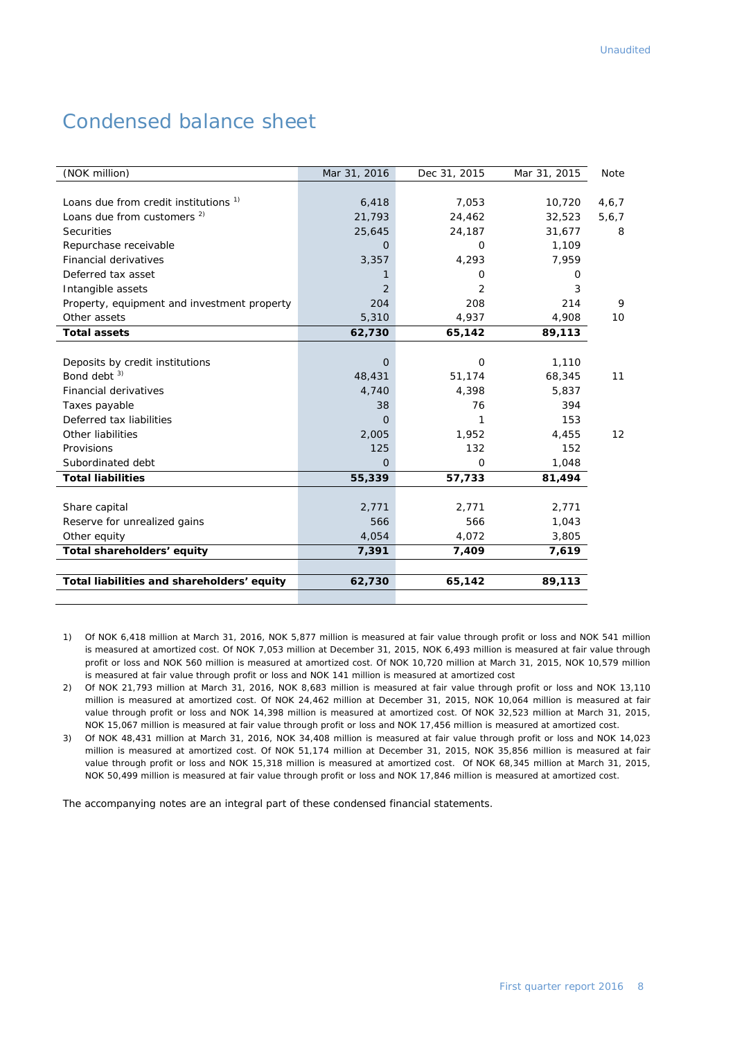Unaudited

# Condensed balance sheet

| (NOK million) | Mar 31, 2016 | Dec 31, 2015 | Mar 31, 2015 | Note |
|---|---|---|---|---|
| Loans due from credit institutions [1)] | 6,418 | 7,053 | 10,720 | 4,6,7 |
| Loans due from customers [2)] | 21,793 | 24,462 | 32,523 | 5,6,7 |
| Securities | 25,645 | 24,187 | 31,677 | 8 |
| Repurchase receivable | 0 | 0 | 1,109 | |
| Financial derivatives | 3,357 | 4,293 | 7,959 | |
| Deferred tax asset | 1 | 0 | 0 | |
| Intangible assets | 2 | 2 | 3 | |
| Property, equipment and investment property | 204 | 208 | 214 | 9 |
| Other assets | 5,310 | 4,937 | 4,908 | 10 |
| **Total assets** | **62,730** | **65,142** | **89,113** | |
| | | | | |
| Deposits by credit institutions | 0 | 0 | 1,110 | |
| Bond debt [3)] | 48,431 | 51,174 | 68,345 | 11 |
| Financial derivatives | 4,740 | 4,398 | 5,837 | |
| Taxes payable | 38 | 76 | 394 | |
| Deferred tax liabilities | 0 | 1 | 153 | |
| Other liabilities | 2,005 | 1,952 | 4,455 | 12 |
| Provisions | 125 | 132 | 152 | |
| Subordinated debt | 0 | 0 | 1,048 | |
| **Total liabilities** | **55,339** | **57,733** | **81,494** | |
| | | | | |
| Share capital | 2,771 | 2,771 | 2,771 | |
| Reserve for unrealized gains | 566 | 566 | 1,043 | |
| Other equity | 4,054 | 4,072 | 3,805 | |
| **Total shareholders' equity** | **7,391** | **7,409** | **7,619** | |
| | | | | |
| **Total liabilities and shareholders' equity** | **62,730** | **65,142** | **89,113** | |

1) Of NOK 6,418 million at March 31, 2016, NOK 5,877 million is measured at fair value through profit or loss and NOK 541 million is measured at amortized cost. Of NOK 7,053 million at December 31, 2015, NOK 6,493 million is measured at fair value through profit or loss and NOK 560 million is measured at amortized cost. Of NOK 10,720 million at March 31, 2015, NOK 10,579 million is measured at fair value through profit or loss and NOK 141 million is measured at amortized cost

2) Of NOK 21,793 million at March 31, 2016, NOK 8,683 million is measured at fair value through profit or loss and NOK 13,110 million is measured at amortized cost. Of NOK 24,462 million at December 31, 2015, NOK 10,064 million is measured at fair value through profit or loss and NOK 14,398 million is measured at amortized cost. Of NOK 32,523 million at March 31, 2015, NOK 15,067 million is measured at fair value through profit or loss and NOK 17,456 million is measured at amortized cost.

3) Of NOK 48,431 million at March 31, 2016, NOK 34,408 million is measured at fair value through profit or loss and NOK 14,023 million is measured at amortized cost. Of NOK 51,174 million at December 31, 2015, NOK 35,856 million is measured at fair value through profit or loss and NOK 15,318 million is measured at amortized cost. Of NOK 68,345 million at March 31, 2015, NOK 50,499 million is measured at fair value through profit or loss and NOK 17,846 million is measured at amortized cost.

The accompanying notes are an integral part of these condensed financial statements.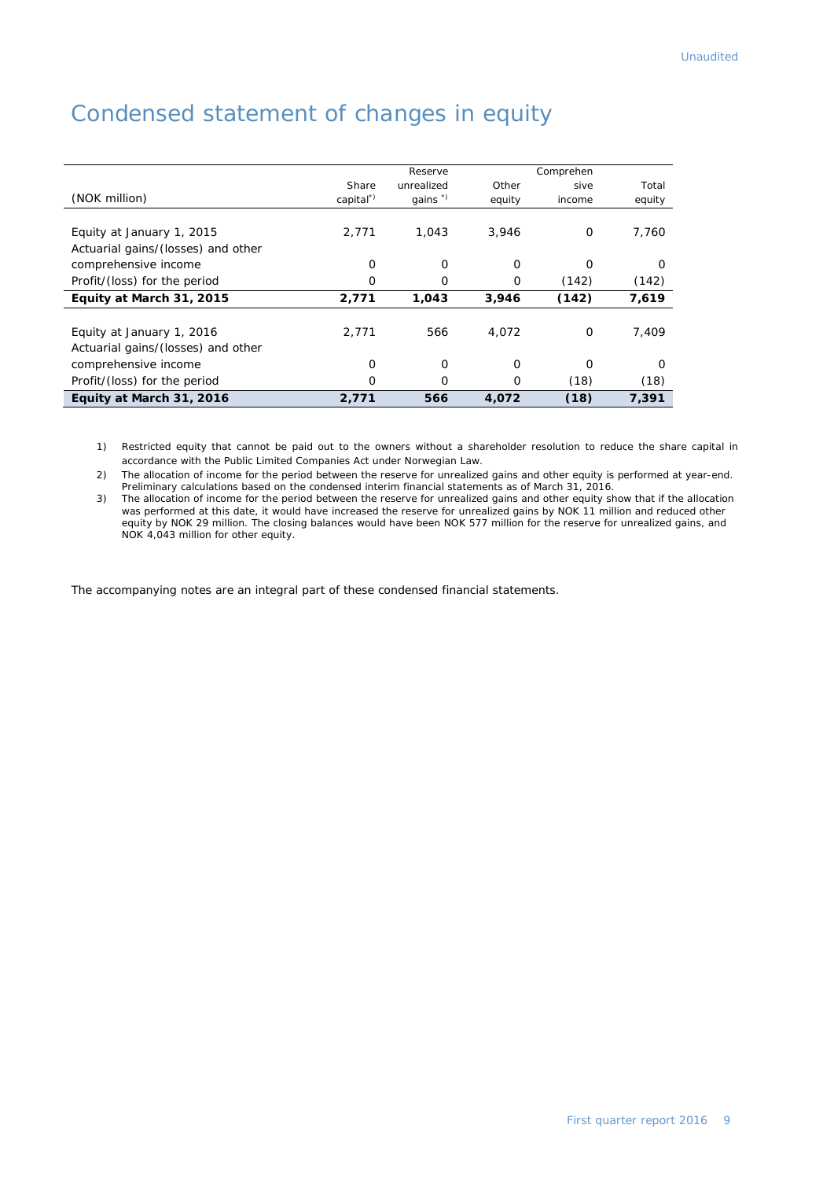Unaudited

# Condensed statement of changes in equity

| (NOK million) | Share capital[*)] | Reserve unrealized gains [*)] | Other equity | Comprehensive income | Total equity |
|---|---|---|---|---|---|
| Equity at January 1, 2015 | 2,771 | 1,043 | 3,946 | 0 | 7,760 |
| Actuarial gains/(losses) and other comprehensive income | 0 | 0 | 0 | 0 | 0 |
| Profit/(loss) for the period | 0 | 0 | 0 | (142) | (142) |
| **Equity at March 31, 2015** | **2,771** | **1,043** | **3,946** | **(142)** | **7,619** |
| Equity at January 1, 2016 | 2,771 | 566 | 4,072 | 0 | 7,409 |
| Actuarial gains/(losses) and other comprehensive income | 0 | 0 | 0 | 0 | 0 |
| Profit/(loss) for the period | 0 | 0 | 0 | (18) | (18) |
| **Equity at March 31, 2016** | **2,771** | **566** | **4,072** | **(18)** | **7,391** |

1) Restricted equity that cannot be paid out to the owners without a shareholder resolution to reduce the share capital in accordance with the Public Limited Companies Act under Norwegian Law.
2) The allocation of income for the period between the reserve for unrealized gains and other equity is performed at year-end. Preliminary calculations based on the condensed interim financial statements as of March 31, 2016.
3) The allocation of income for the period between the reserve for unrealized gains and other equity show that if the allocation was performed at this date, it would have increased the reserve for unrealized gains by NOK 11 million and reduced other equity by NOK 29 million. The closing balances would have been NOK 577 million for the reserve for unrealized gains, and NOK 4,043 million for other equity.

The accompanying notes are an integral part of these condensed financial statements.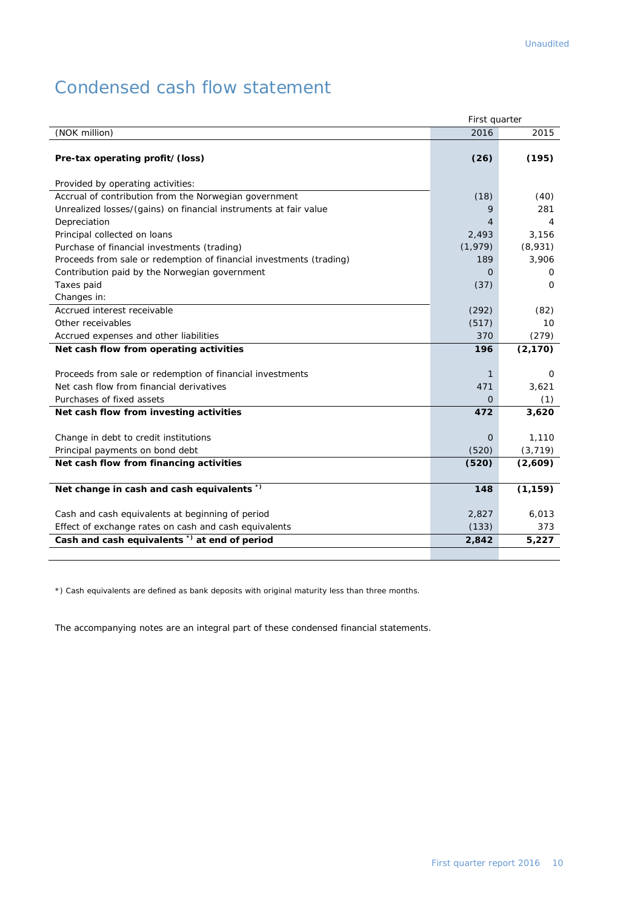Unaudited

# Condensed cash flow statement

| (NOK million) | First quarter 2016 | First quarter 2015 |
|---|---|---|
| **Pre-tax operating profit/ (loss)** | **(26)** | **(195)** |
| Provided by operating activities: | | |
| Accrual of contribution from the Norwegian government | (18) | (40) |
| Unrealized losses/(gains) on financial instruments at fair value | 9 | 281 |
| Depreciation | 4 | 4 |
| Principal collected on loans | 2,493 | 3,156 |
| Purchase of financial investments (trading) | (1,979) | (8,931) |
| Proceeds from sale or redemption of financial investments (trading) | 189 | 3,906 |
| Contribution paid by the Norwegian government | 0 | 0 |
| Taxes paid | (37) | 0 |
| Changes in: | | |
| Accrued interest receivable | (292) | (82) |
| Other receivables | (517) | 10 |
| Accrued expenses and other liabilities | 370 | (279) |
| **Net cash flow from operating activities** | **196** | **(2,170)** |
| Proceeds from sale or redemption of financial investments | 1 | 0 |
| Net cash flow from financial derivatives | 471 | 3,621 |
| Purchases of fixed assets | 0 | (1) |
| **Net cash flow from investing activities** | **472** | **3,620** |
| Change in debt to credit institutions | 0 | 1,110 |
| Principal payments on bond debt | (520) | (3,719) |
| **Net cash flow from financing activities** | **(520)** | **(2,609)** |
| **Net change in cash and cash equivalents \*)** | **148** | **(1,159)** |
| Cash and cash equivalents at beginning of period | 2,827 | 6,013 |
| Effect of exchange rates on cash and cash equivalents | (133) | 373 |
| **Cash and cash equivalents \*) at end of period** | **2,842** | **5,227** |

*) Cash equivalents are defined as bank deposits with original maturity less than three months.

The accompanying notes are an integral part of these condensed financial statements.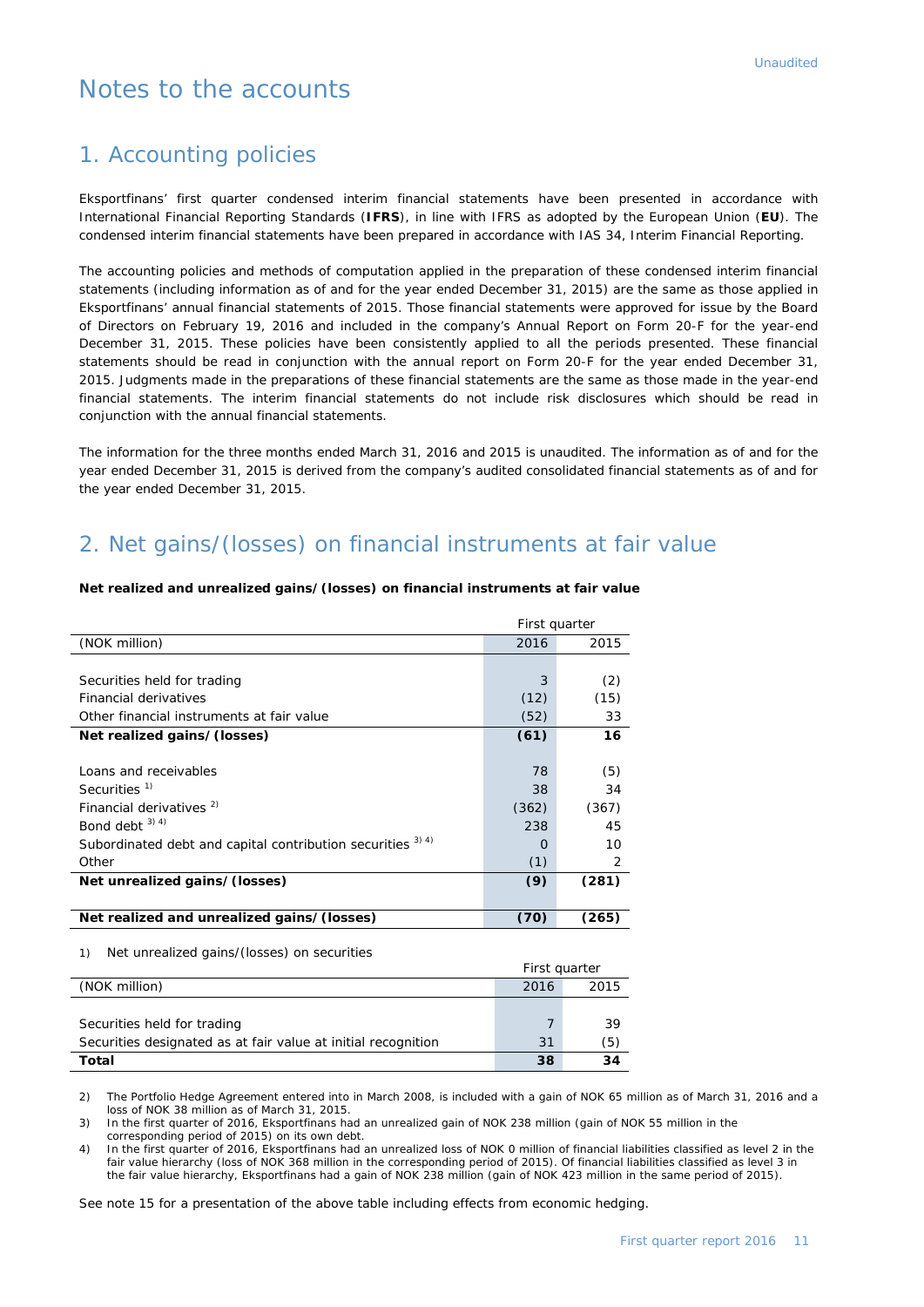Unaudited

# Notes to the accounts

## 1. Accounting policies

Eksportfinans' first quarter condensed interim financial statements have been presented in accordance with International Financial Reporting Standards (**IFRS**), in line with IFRS as adopted by the European Union (**EU**). The condensed interim financial statements have been prepared in accordance with IAS 34, Interim Financial Reporting.

The accounting policies and methods of computation applied in the preparation of these condensed interim financial statements (including information as of and for the year ended December 31, 2015) are the same as those applied in Eksportfinans' annual financial statements of 2015. Those financial statements were approved for issue by the Board of Directors on February 19, 2016 and included in the company's Annual Report on Form 20-F for the year-end December 31, 2015. These policies have been consistently applied to all the periods presented. These financial statements should be read in conjunction with the annual report on Form 20-F for the year ended December 31, 2015. Judgments made in the preparations of these financial statements are the same as those made in the year-end financial statements. The interim financial statements do not include risk disclosures which should be read in conjunction with the annual financial statements.

The information for the three months ended March 31, 2016 and 2015 is unaudited. The information as of and for the year ended December 31, 2015 is derived from the company's audited consolidated financial statements as of and for the year ended December 31, 2015.

## 2. Net gains/(losses) on financial instruments at fair value

**Net realized and unrealized gains/(losses) on financial instruments at fair value**

| | First quarter | |
|---|---|---|
| (NOK million) | 2016 | 2015 |
| Securities held for trading | 3 | (2) |
| Financial derivatives | (12) | (15) |
| Other financial instruments at fair value | (52) | 33 |
| **Net realized gains/(losses)** | **(61)** | **16** |
| Loans and receivables | 78 | (5) |
| Securities [1] | 38 | 34 |
| Financial derivatives [2] | (362) | (367) |
| Bond debt [3] [4] | 238 | 45 |
| Subordinated debt and capital contribution securities [3] [4] | 0 | 10 |
| Other | (1) | 2 |
| **Net unrealized gains/(losses)** | **(9)** | **(281)** |
| **Net realized and unrealized gains/(losses)** | **(70)** | **(265)** |

1) Net unrealized gains/(losses) on securities

| | First quarter | |
|---|---|---|
| (NOK million) | 2016 | 2015 |
| Securities held for trading | 7 | 39 |
| Securities designated as at fair value at initial recognition | 31 | (5) |
| **Total** | **38** | **34** |

2) The Portfolio Hedge Agreement entered into in March 2008, is included with a gain of NOK 65 million as of March 31, 2016 and a loss of NOK 38 million as of March 31, 2015.

3) In the first quarter of 2016, Eksportfinans had an unrealized gain of NOK 238 million (gain of NOK 55 million in the corresponding period of 2015) on its own debt.

4) In the first quarter of 2016, Eksportfinans had an unrealized loss of NOK 0 million of financial liabilities classified as level 2 in the fair value hierarchy (loss of NOK 368 million in the corresponding period of 2015). Of financial liabilities classified as level 3 in the fair value hierarchy, Eksportfinans had a gain of NOK 238 million (gain of NOK 423 million in the same period of 2015).

See note 15 for a presentation of the above table including effects from economic hedging.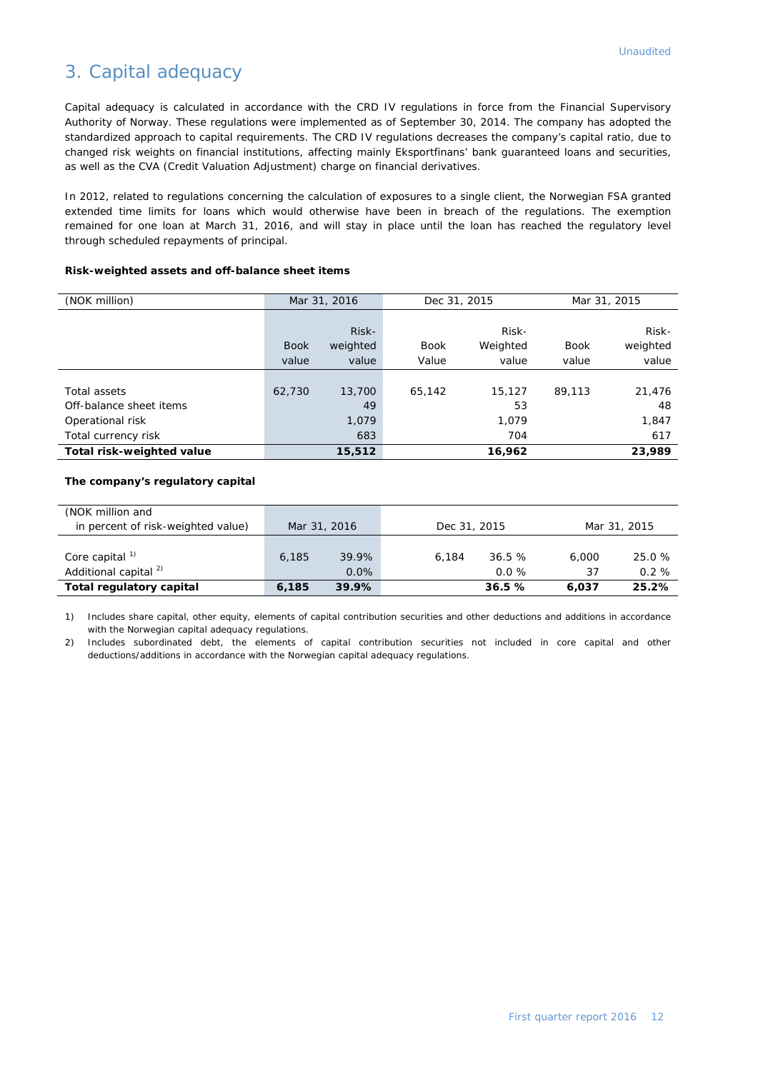Unaudited

# 3. Capital adequacy

Capital adequacy is calculated in accordance with the CRD IV regulations in force from the Financial Supervisory Authority of Norway. These regulations were implemented as of September 30, 2014. The company has adopted the standardized approach to capital requirements. The CRD IV regulations decreases the company's capital ratio, due to changed risk weights on financial institutions, affecting mainly Eksportfinans' bank guaranteed loans and securities, as well as the CVA (Credit Valuation Adjustment) charge on financial derivatives.

In 2012, related to regulations concerning the calculation of exposures to a single client, the Norwegian FSA granted extended time limits for loans which would otherwise have been in breach of the regulations. The exemption remained for one loan at March 31, 2016, and will stay in place until the loan has reached the regulatory level through scheduled repayments of principal.

**Risk-weighted assets and off-balance sheet items**

| (NOK million) | Mar 31, 2016 | | Dec 31, 2015 | | Mar 31, 2015 | |
|---|---|---|---|---|---|---|
| | Book value | Risk-weighted value | Book Value | Risk-Weighted value | Book value | Risk-weighted value |
| Total assets | 62,730 | 13,700 | 65,142 | 15,127 | 89,113 | 21,476 |
| Off-balance sheet items | | 49 | | 53 | | 48 |
| Operational risk | | 1,079 | | 1,079 | | 1,847 |
| Total currency risk | | 683 | | 704 | | 617 |
| **Total risk-weighted value** | | **15,512** | | **16,962** | | **23,989** |

**The company's regulatory capital**

| (NOK million and in percent of risk-weighted value) | Mar 31, 2016 | | Dec 31, 2015 | | Mar 31, 2015 | |
|---|---|---|---|---|---|---|
| Core capital [1] | 6,185 | 39.9% | 6,184 | 36.5 % | 6,000 | 25.0 % |
| Additional capital [2] | | 0.0% | | 0.0 % | 37 | 0.2 % |
| **Total regulatory capital** | **6,185** | **39.9%** | | **36.5 %** | **6,037** | **25.2%** |

1) Includes share capital, other equity, elements of capital contribution securities and other deductions and additions in accordance with the Norwegian capital adequacy regulations.

2) Includes subordinated debt, the elements of capital contribution securities not included in core capital and other deductions/additions in accordance with the Norwegian capital adequacy regulations.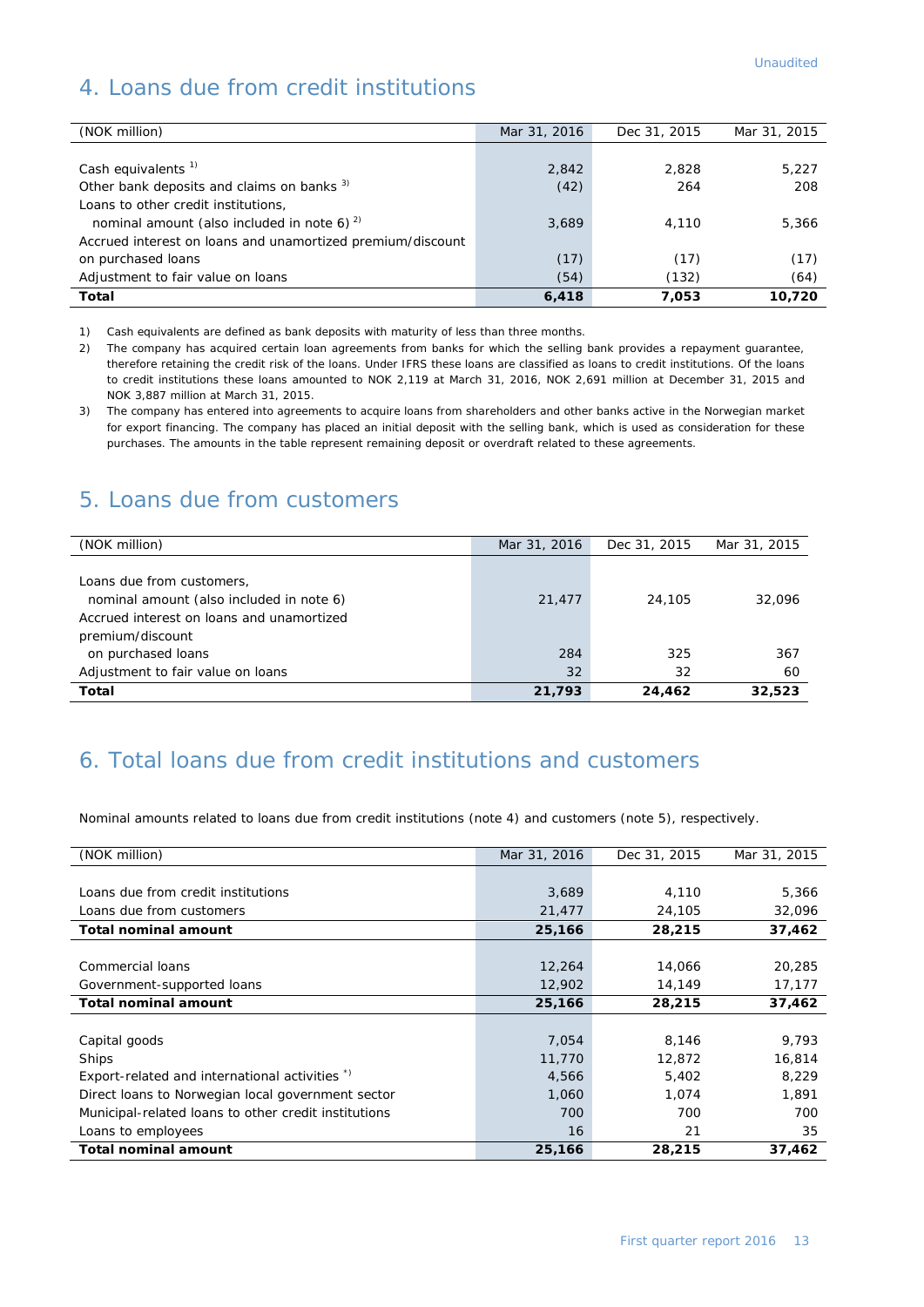Unaudited

## 4. Loans due from credit institutions

| (NOK million) | Mar 31, 2016 | Dec 31, 2015 | Mar 31, 2015 |
|---|---|---|---|
| Cash equivalents [1] | 2,842 | 2,828 | 5,227 |
| Other bank deposits and claims on banks [3] | (42) | 264 | 208 |
| Loans to other credit institutions, nominal amount (also included in note 6) [2] | 3,689 | 4,110 | 5,366 |
| Accrued interest on loans and unamortized premium/discount on purchased loans | (17) | (17) | (17) |
| Adjustment to fair value on loans | (54) | (132) | (64) |
| **Total** | **6,418** | **7,053** | **10,720** |

1) Cash equivalents are defined as bank deposits with maturity of less than three months.

2) The company has acquired certain loan agreements from banks for which the selling bank provides a repayment guarantee, therefore retaining the credit risk of the loans. Under IFRS these loans are classified as loans to credit institutions. Of the loans to credit institutions these loans amounted to NOK 2,119 at March 31, 2016, NOK 2,691 million at December 31, 2015 and NOK 3,887 million at March 31, 2015.

3) The company has entered into agreements to acquire loans from shareholders and other banks active in the Norwegian market for export financing. The company has placed an initial deposit with the selling bank, which is used as consideration for these purchases. The amounts in the table represent remaining deposit or overdraft related to these agreements.

## 5. Loans due from customers

| (NOK million) | Mar 31, 2016 | Dec 31, 2015 | Mar 31, 2015 |
|---|---|---|---|
| Loans due from customers, nominal amount (also included in note 6) | 21,477 | 24,105 | 32,096 |
| Accrued interest on loans and unamortized premium/discount on purchased loans | 284 | 325 | 367 |
| Adjustment to fair value on loans | 32 | 32 | 60 |
| **Total** | **21,793** | **24,462** | **32,523** |

## 6. Total loans due from credit institutions and customers

Nominal amounts related to loans due from credit institutions (note 4) and customers (note 5), respectively.

| (NOK million) | Mar 31, 2016 | Dec 31, 2015 | Mar 31, 2015 |
|---|---|---|---|
| Loans due from credit institutions | 3,689 | 4,110 | 5,366 |
| Loans due from customers | 21,477 | 24,105 | 32,096 |
| **Total nominal amount** | **25,166** | **28,215** | **37,462** |
| | | | |
| Commercial loans | 12,264 | 14,066 | 20,285 |
| Government-supported loans | 12,902 | 14,149 | 17,177 |
| **Total nominal amount** | **25,166** | **28,215** | **37,462** |
| | | | |
| Capital goods | 7,054 | 8,146 | 9,793 |
| Ships | 11,770 | 12,872 | 16,814 |
| Export-related and international activities [*)] | 4,566 | 5,402 | 8,229 |
| Direct loans to Norwegian local government sector | 1,060 | 1,074 | 1,891 |
| Municipal-related loans to other credit institutions | 700 | 700 | 700 |
| Loans to employees | 16 | 21 | 35 |
| **Total nominal amount** | **25,166** | **28,215** | **37,462** |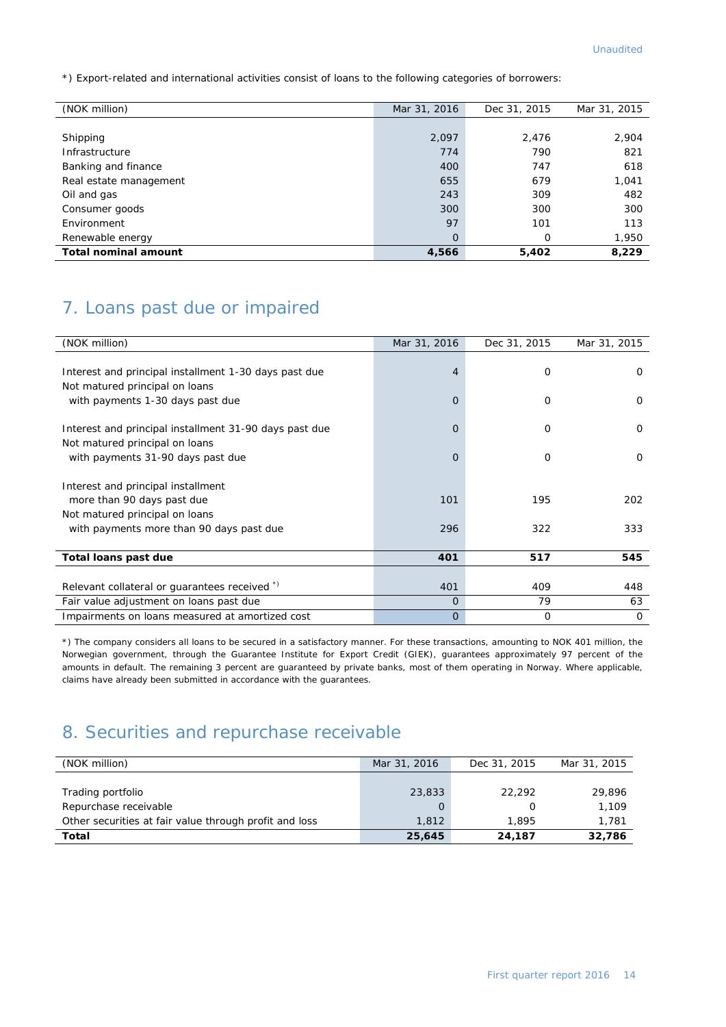Unaudited

*) Export-related and international activities consist of loans to the following categories of borrowers:

| (NOK million) | Mar 31, 2016 | Dec 31, 2015 | Mar 31, 2015 |
|---|---|---|---|
| Shipping | 2,097 | 2,476 | 2,904 |
| Infrastructure | 774 | 790 | 821 |
| Banking and finance | 400 | 747 | 618 |
| Real estate management | 655 | 679 | 1,041 |
| Oil and gas | 243 | 309 | 482 |
| Consumer goods | 300 | 300 | 300 |
| Environment | 97 | 101 | 113 |
| Renewable energy | 0 | 0 | 1,950 |
| **Total nominal amount** | **4,566** | **5,402** | **8,229** |

## 7. Loans past due or impaired

| (NOK million) | Mar 31, 2016 | Dec 31, 2015 | Mar 31, 2015 |
|---|---|---|---|
| Interest and principal installment 1-30 days past due | 4 | 0 | 0 |
| Not matured principal on loans with payments 1-30 days past due | 0 | 0 | 0 |
| Interest and principal installment 31-90 days past due | 0 | 0 | 0 |
| Not matured principal on loans with payments 31-90 days past due | 0 | 0 | 0 |
| Interest and principal installment more than 90 days past due | 101 | 195 | 202 |
| Not matured principal on loans with payments more than 90 days past due | 296 | 322 | 333 |
| **Total loans past due** | **401** | **517** | **545** |
| Relevant collateral or guarantees received *) | 401 | 409 | 448 |
| Fair value adjustment on loans past due | 0 | 79 | 63 |
| Impairments on loans measured at amortized cost | 0 | 0 | 0 |

*) The company considers all loans to be secured in a satisfactory manner. For these transactions, amounting to NOK 401 million, the Norwegian government, through the Guarantee Institute for Export Credit (GIEK), guarantees approximately 97 percent of the amounts in default. The remaining 3 percent are guaranteed by private banks, most of them operating in Norway. Where applicable, claims have already been submitted in accordance with the guarantees.

## 8. Securities and repurchase receivable

| (NOK million) | Mar 31, 2016 | Dec 31, 2015 | Mar 31, 2015 |
|---|---|---|---|
| Trading portfolio | 23,833 | 22,292 | 29,896 |
| Repurchase receivable | 0 | 0 | 1,109 |
| Other securities at fair value through profit and loss | 1,812 | 1,895 | 1,781 |
| **Total** | **25,645** | **24,187** | **32,786** |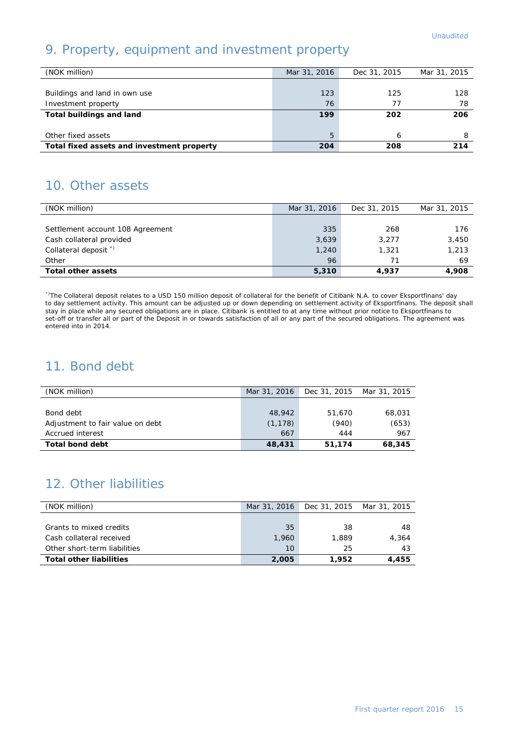Unaudited

## 9. Property, equipment and investment property

| (NOK million) | Mar 31, 2016 | Dec 31, 2015 | Mar 31, 2015 |
|---|---|---|---|
| Buildings and land in own use | 123 | 125 | 128 |
| Investment property | 76 | 77 | 78 |
| **Total buildings and land** | **199** | **202** | **206** |
| Other fixed assets | 5 | 6 | 8 |
| **Total fixed assets and investment property** | **204** | **208** | **214** |

## 10. Other assets

| (NOK million) | Mar 31, 2016 | Dec 31, 2015 | Mar 31, 2015 |
|---|---|---|---|
| Settlement account 108 Agreement | 335 | 268 | 176 |
| Cash collateral provided | 3,639 | 3,277 | 3,450 |
| Collateral deposit *) | 1,240 | 1,321 | 1,213 |
| Other | 96 | 71 | 69 |
| **Total other assets** | **5,310** | **4,937** | **4,908** |

*) The Collateral deposit relates to a USD 150 million deposit of collateral for the benefit of Citibank N.A. to cover Eksportfinans' day to day settlement activity. This amount can be adjusted up or down depending on settlement activity of Eksportfinans. The deposit shall stay in place while any secured obligations are in place. Citibank is entitled to at any time without prior notice to Eksportfinans to set-off or transfer all or part of the Deposit in or towards satisfaction of all or any part of the secured obligations. The agreement was entered into in 2014.

## 11. Bond debt

| (NOK million) | Mar 31, 2016 | Dec 31, 2015 | Mar 31, 2015 |
|---|---|---|---|
| Bond debt | 48,942 | 51,670 | 68,031 |
| Adjustment to fair value on debt | (1,178) | (940) | (653) |
| Accrued interest | 667 | 444 | 967 |
| **Total bond debt** | **48,431** | **51,174** | **68,345** |

## 12. Other liabilities

| (NOK million) | Mar 31, 2016 | Dec 31, 2015 | Mar 31, 2015 |
|---|---|---|---|
| Grants to mixed credits | 35 | 38 | 48 |
| Cash collateral received | 1,960 | 1,889 | 4,364 |
| Other short-term liabilities | 10 | 25 | 43 |
| **Total other liabilities** | **2,005** | **1,952** | **4,455** |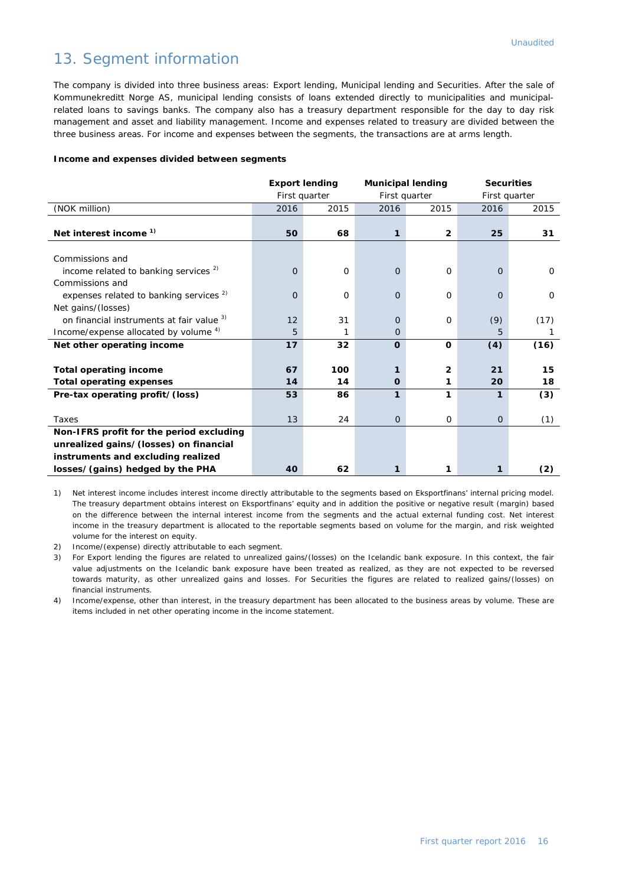# 13. Segment information

The company is divided into three business areas: Export lending, Municipal lending and Securities. After the sale of Kommunekreditt Norge AS, municipal lending consists of loans extended directly to municipalities and municipal-related loans to savings banks. The company also has a treasury department responsible for the day to day risk management and asset and liability management. Income and expenses related to treasury are divided between the three business areas. For income and expenses between the segments, the transactions are at arms length.

**Income and expenses divided between segments**

| | **Export lending** | | **Municipal lending** | | **Securities** | |
|---|---|---|---|---|---|---|
| | First quarter | | First quarter | | First quarter | |
| (NOK million) | 2016 | 2015 | 2016 | 2015 | 2016 | 2015 |
| **Net interest income** [1] | **50** | **68** | **1** | **2** | **25** | **31** |
| Commissions and income related to banking services [2] | 0 | 0 | 0 | 0 | 0 | 0 |
| Commissions and expenses related to banking services [2] | 0 | 0 | 0 | 0 | 0 | 0 |
| Net gains/(losses) on financial instruments at fair value [3] | 12 | 31 | 0 | 0 | (9) | (17) |
| Income/expense allocated by volume [4] | 5 | 1 | 0 | | 5 | 1 |
| **Net other operating income** | **17** | **32** | **0** | **0** | **(4)** | **(16)** |
| **Total operating income** | **67** | **100** | **1** | **2** | **21** | **15** |
| **Total operating expenses** | **14** | **14** | **0** | **1** | **20** | **18** |
| **Pre-tax operating profit/(loss)** | **53** | **86** | **1** | **1** | **1** | **(3)** |
| Taxes | 13 | 24 | 0 | 0 | 0 | (1) |
| **Non-IFRS profit for the period excluding unrealized gains/(losses) on financial instruments and excluding realized losses/(gains) hedged by the PHA** | **40** | **62** | **1** | **1** | **1** | **(2)** |

1) Net interest income includes interest income directly attributable to the segments based on Eksportfinans' internal pricing model. The treasury department obtains interest on Eksportfinans' equity and in addition the positive or negative result (margin) based on the difference between the internal interest income from the segments and the actual external funding cost. Net interest income in the treasury department is allocated to the reportable segments based on volume for the margin, and risk weighted volume for the interest on equity.

2) Income/(expense) directly attributable to each segment.

3) For Export lending the figures are related to unrealized gains/(losses) on the Icelandic bank exposure. In this context, the fair value adjustments on the Icelandic bank exposure have been treated as realized, as they are not expected to be reversed towards maturity, as other unrealized gains and losses. For Securities the figures are related to realized gains/(losses) on financial instruments.

4) Income/expense, other than interest, in the treasury department has been allocated to the business areas by volume. These are items included in net other operating income in the income statement.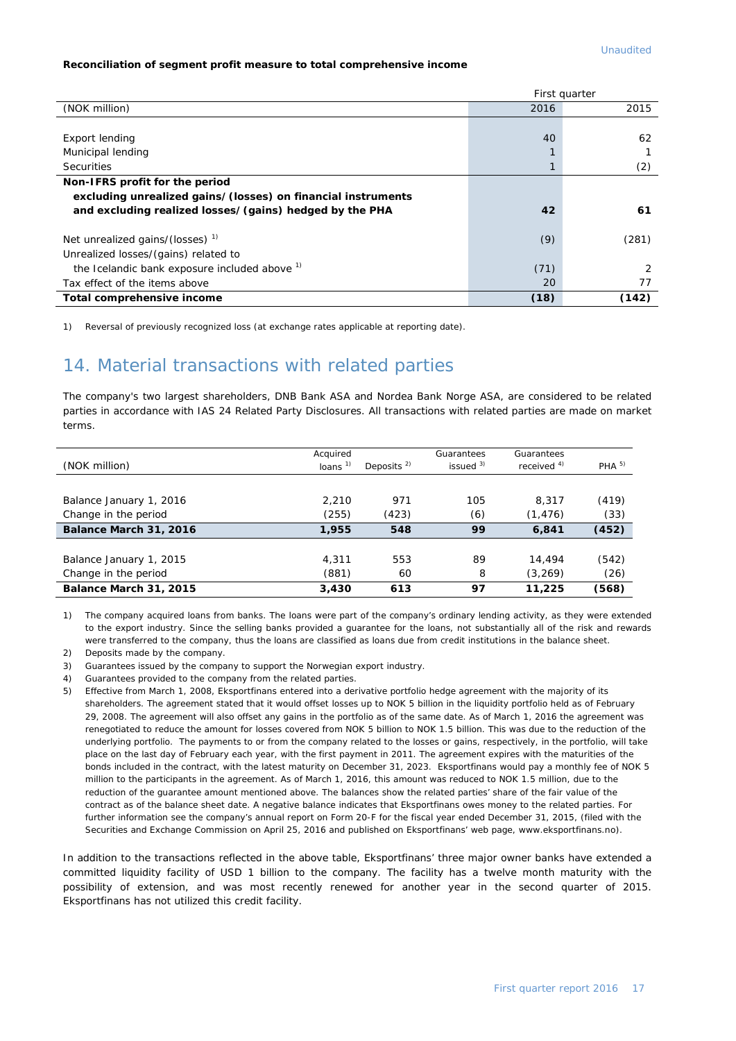**Reconciliation of segment profit measure to total comprehensive income**

| (NOK million) | First quarter 2016 | First quarter 2015 |
|---|---|---|
| Export lending | 40 | 62 |
| Municipal lending | 1 | 1 |
| Securities | 1 | (2) |
| **Non-IFRS profit for the period excluding unrealized gains/(losses) on financial instruments and excluding realized losses/(gains) hedged by the PHA** | **42** | **61** |
| Net unrealized gains/(losses) [1] | (9) | (281) |
| Unrealized losses/(gains) related to the Icelandic bank exposure included above [1] | (71) | 2 |
| Tax effect of the items above | 20 | 77 |
| **Total comprehensive income** | **(18)** | **(142)** |

1) Reversal of previously recognized loss (at exchange rates applicable at reporting date).

# 14. Material transactions with related parties

The company's two largest shareholders, DNB Bank ASA and Nordea Bank Norge ASA, are considered to be related parties in accordance with IAS 24 Related Party Disclosures. All transactions with related parties are made on market terms.

| (NOK million) | Acquired loans [1] | Deposits [2] | Guarantees issued [3] | Guarantees received [4] | PHA [5] |
|---|---|---|---|---|---|
| Balance January 1, 2016 | 2,210 | 971 | 105 | 8,317 | (419) |
| Change in the period | (255) | (423) | (6) | (1,476) | (33) |
| **Balance March 31, 2016** | **1,955** | **548** | **99** | **6,841** | **(452)** |
| Balance January 1, 2015 | 4,311 | 553 | 89 | 14,494 | (542) |
| Change in the period | (881) | 60 | 8 | (3,269) | (26) |
| **Balance March 31, 2015** | **3,430** | **613** | **97** | **11,225** | **(568)** |

1) The company acquired loans from banks. The loans were part of the company's ordinary lending activity, as they were extended to the export industry. Since the selling banks provided a guarantee for the loans, not substantially all of the risk and rewards were transferred to the company, thus the loans are classified as loans due from credit institutions in the balance sheet.

2) Deposits made by the company.

3) Guarantees issued by the company to support the Norwegian export industry.

4) Guarantees provided to the company from the related parties.

5) Effective from March 1, 2008, Eksportfinans entered into a derivative portfolio hedge agreement with the majority of its shareholders. The agreement stated that it would offset losses up to NOK 5 billion in the liquidity portfolio held as of February 29, 2008. The agreement will also offset any gains in the portfolio as of the same date. As of March 1, 2016 the agreement was renegotiated to reduce the amount for losses covered from NOK 5 billion to NOK 1.5 billion. This was due to the reduction of the underlying portfolio. The payments to or from the company related to the losses or gains, respectively, in the portfolio, will take place on the last day of February each year, with the first payment in 2011. The agreement expires with the maturities of the bonds included in the contract, with the latest maturity on December 31, 2023. Eksportfinans would pay a monthly fee of NOK 5 million to the participants in the agreement. As of March 1, 2016, this amount was reduced to NOK 1.5 million, due to the reduction of the guarantee amount mentioned above. The balances show the related parties' share of the fair value of the contract as of the balance sheet date. A negative balance indicates that Eksportfinans owes money to the related parties. For further information see the company's annual report on Form 20-F for the fiscal year ended December 31, 2015, (filed with the Securities and Exchange Commission on April 25, 2016 and published on Eksportfinans' web page, www.eksportfinans.no).

In addition to the transactions reflected in the above table, Eksportfinans' three major owner banks have extended a committed liquidity facility of USD 1 billion to the company. The facility has a twelve month maturity with the possibility of extension, and was most recently renewed for another year in the second quarter of 2015. Eksportfinans has not utilized this credit facility.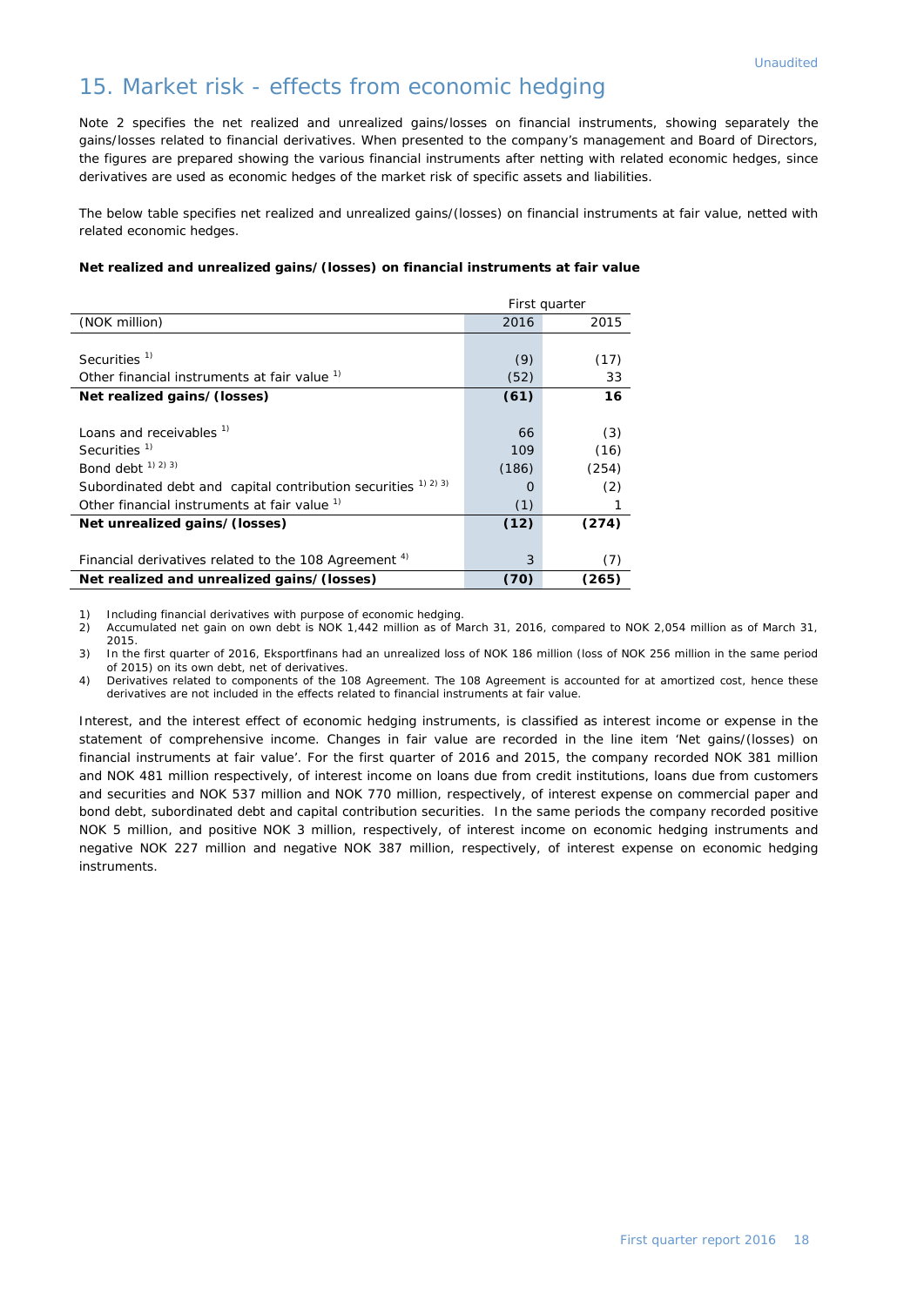Unaudited

# 15. Market risk - effects from economic hedging

Note 2 specifies the net realized and unrealized gains/losses on financial instruments, showing separately the gains/losses related to financial derivatives. When presented to the company's management and Board of Directors, the figures are prepared showing the various financial instruments after netting with related economic hedges, since derivatives are used as economic hedges of the market risk of specific assets and liabilities.

The below table specifies net realized and unrealized gains/(losses) on financial instruments at fair value, netted with related economic hedges.

**Net realized and unrealized gains/(losses) on financial instruments at fair value**

| | First quarter | |
|---|---|---|
| (NOK million) | 2016 | 2015 |
| | | |
| Securities [1] | (9) | (17) |
| Other financial instruments at fair value [1] | (52) | 33 |
| **Net realized gains/(losses)** | **(61)** | **16** |
| | | |
| Loans and receivables [1] | 66 | (3) |
| Securities [1] | 109 | (16) |
| Bond debt [1] [2] [3] | (186) | (254) |
| Subordinated debt and capital contribution securities [1] [2] [3] | 0 | (2) |
| Other financial instruments at fair value [1] | (1) | 1 |
| **Net unrealized gains/(losses)** | **(12)** | **(274)** |
| | | |
| Financial derivatives related to the 108 Agreement [4] | 3 | (7) |
| **Net realized and unrealized gains/(losses)** | **(70)** | **(265)** |

1) Including financial derivatives with purpose of economic hedging.
2) Accumulated net gain on own debt is NOK 1,442 million as of March 31, 2016, compared to NOK 2,054 million as of March 31, 2015.
3) In the first quarter of 2016, Eksportfinans had an unrealized loss of NOK 186 million (loss of NOK 256 million in the same period of 2015) on its own debt, net of derivatives.
4) Derivatives related to components of the 108 Agreement. The 108 Agreement is accounted for at amortized cost, hence these derivatives are not included in the effects related to financial instruments at fair value.

Interest, and the interest effect of economic hedging instruments, is classified as interest income or expense in the statement of comprehensive income. Changes in fair value are recorded in the line item 'Net gains/(losses) on financial instruments at fair value'. For the first quarter of 2016 and 2015, the company recorded NOK 381 million and NOK 481 million respectively, of interest income on loans due from credit institutions, loans due from customers and securities and NOK 537 million and NOK 770 million, respectively, of interest expense on commercial paper and bond debt, subordinated debt and capital contribution securities. In the same periods the company recorded positive NOK 5 million, and positive NOK 3 million, respectively, of interest income on economic hedging instruments and negative NOK 227 million and negative NOK 387 million, respectively, of interest expense on economic hedging instruments.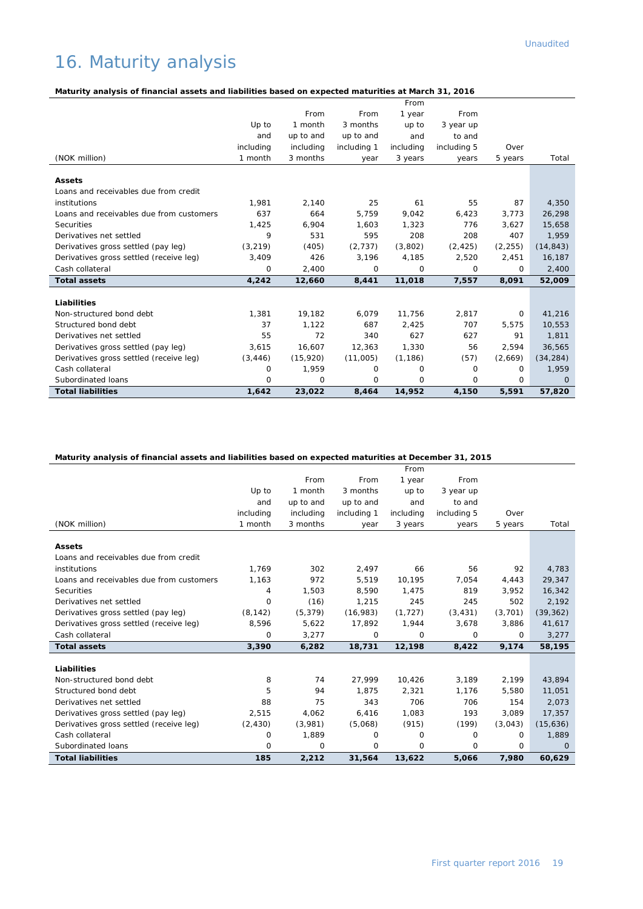Unaudited

# 16. Maturity analysis

**Maturity analysis of financial assets and liabilities based on expected maturities at March 31, 2016**

| (NOK million) | Up to and including 1 month | From 1 month up to and including 3 months | From 3 months up to and including 1 year | From 1 year up to and including 3 years | From 3 year up to and including 5 years | Over 5 years | Total |
|---|---|---|---|---|---|---|---|
| **Assets** | | | | | | | |
| Loans and receivables due from credit institutions | 1,981 | 2,140 | 25 | 61 | 55 | 87 | 4,350 |
| Loans and receivables due from customers | 637 | 664 | 5,759 | 9,042 | 6,423 | 3,773 | 26,298 |
| Securities | 1,425 | 6,904 | 1,603 | 1,323 | 776 | 3,627 | 15,658 |
| Derivatives net settled | 9 | 531 | 595 | 208 | 208 | 407 | 1,959 |
| Derivatives gross settled (pay leg) | (3,219) | (405) | (2,737) | (3,802) | (2,425) | (2,255) | (14,843) |
| Derivatives gross settled (receive leg) | 3,409 | 426 | 3,196 | 4,185 | 2,520 | 2,451 | 16,187 |
| Cash collateral | 0 | 2,400 | 0 | 0 | 0 | 0 | 2,400 |
| **Total assets** | **4,242** | **12,660** | **8,441** | **11,018** | **7,557** | **8,091** | **52,009** |
| **Liabilities** | | | | | | | |
| Non-structured bond debt | 1,381 | 19,182 | 6,079 | 11,756 | 2,817 | 0 | 41,216 |
| Structured bond debt | 37 | 1,122 | 687 | 2,425 | 707 | 5,575 | 10,553 |
| Derivatives net settled | 55 | 72 | 340 | 627 | 627 | 91 | 1,811 |
| Derivatives gross settled (pay leg) | 3,615 | 16,607 | 12,363 | 1,330 | 56 | 2,594 | 36,565 |
| Derivatives gross settled (receive leg) | (3,446) | (15,920) | (11,005) | (1,186) | (57) | (2,669) | (34,284) |
| Cash collateral | 0 | 1,959 | 0 | 0 | 0 | 0 | 1,959 |
| Subordinated loans | 0 | 0 | 0 | 0 | 0 | 0 | 0 |
| **Total liabilities** | **1,642** | **23,022** | **8,464** | **14,952** | **4,150** | **5,591** | **57,820** |

**Maturity analysis of financial assets and liabilities based on expected maturities at December 31, 2015**

| (NOK million) | Up to and including 1 month | From 1 month up to and including 3 months | From 3 months up to and including 1 year | From 1 year up to and including 3 years | From 3 year up to and including 5 years | Over 5 years | Total |
|---|---|---|---|---|---|---|---|
| **Assets** | | | | | | | |
| Loans and receivables due from credit institutions | 1,769 | 302 | 2,497 | 66 | 56 | 92 | 4,783 |
| Loans and receivables due from customers | 1,163 | 972 | 5,519 | 10,195 | 7,054 | 4,443 | 29,347 |
| Securities | 4 | 1,503 | 8,590 | 1,475 | 819 | 3,952 | 16,342 |
| Derivatives net settled | 0 | (16) | 1,215 | 245 | 245 | 502 | 2,192 |
| Derivatives gross settled (pay leg) | (8,142) | (5,379) | (16,983) | (1,727) | (3,431) | (3,701) | (39,362) |
| Derivatives gross settled (receive leg) | 8,596 | 5,622 | 17,892 | 1,944 | 3,678 | 3,886 | 41,617 |
| Cash collateral | 0 | 3,277 | 0 | 0 | 0 | 0 | 3,277 |
| **Total assets** | **3,390** | **6,282** | **18,731** | **12,198** | **8,422** | **9,174** | **58,195** |
| **Liabilities** | | | | | | | |
| Non-structured bond debt | 8 | 74 | 27,999 | 10,426 | 3,189 | 2,199 | 43,894 |
| Structured bond debt | 5 | 94 | 1,875 | 2,321 | 1,176 | 5,580 | 11,051 |
| Derivatives net settled | 88 | 75 | 343 | 706 | 706 | 154 | 2,073 |
| Derivatives gross settled (pay leg) | 2,515 | 4,062 | 6,416 | 1,083 | 193 | 3,089 | 17,357 |
| Derivatives gross settled (receive leg) | (2,430) | (3,981) | (5,068) | (915) | (199) | (3,043) | (15,636) |
| Cash collateral | 0 | 1,889 | 0 | 0 | 0 | 0 | 1,889 |
| Subordinated loans | 0 | 0 | 0 | 0 | 0 | 0 | 0 |
| **Total liabilities** | **185** | **2,212** | **31,564** | **13,622** | **5,066** | **7,980** | **60,629** |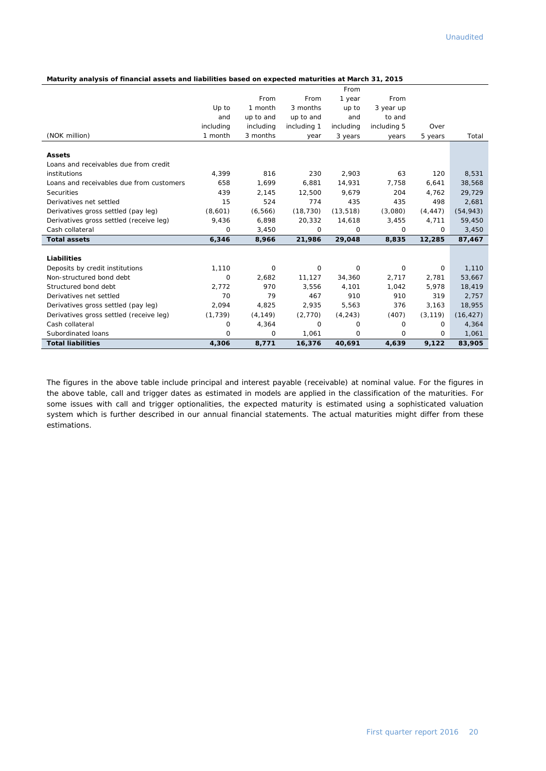**Maturity analysis of financial assets and liabilities based on expected maturities at March 31, 2015**

| (NOK million) | Up to and including 1 month | From 1 month up to and including 3 months | From 3 months up to and including 1 year | From 1 year up to and including 3 years | From 3 year up to and including 5 years | Over 5 years | Total |
|---|---|---|---|---|---|---|---|
| **Assets** | | | | | | | |
| Loans and receivables due from credit institutions | 4,399 | 816 | 230 | 2,903 | 63 | 120 | 8,531 |
| Loans and receivables due from customers | 658 | 1,699 | 6,881 | 14,931 | 7,758 | 6,641 | 38,568 |
| Securities | 439 | 2,145 | 12,500 | 9,679 | 204 | 4,762 | 29,729 |
| Derivatives net settled | 15 | 524 | 774 | 435 | 435 | 498 | 2,681 |
| Derivatives gross settled (pay leg) | (8,601) | (6,566) | (18,730) | (13,518) | (3,080) | (4,447) | (54,943) |
| Derivatives gross settled (receive leg) | 9,436 | 6,898 | 20,332 | 14,618 | 3,455 | 4,711 | 59,450 |
| Cash collateral | 0 | 3,450 | 0 | 0 | 0 | 0 | 3,450 |
| **Total assets** | **6,346** | **8,966** | **21,986** | **29,048** | **8,835** | **12,285** | **87,467** |
| **Liabilities** | | | | | | | |
| Deposits by credit institutions | 1,110 | 0 | 0 | 0 | 0 | 0 | 1,110 |
| Non-structured bond debt | 0 | 2,682 | 11,127 | 34,360 | 2,717 | 2,781 | 53,667 |
| Structured bond debt | 2,772 | 970 | 3,556 | 4,101 | 1,042 | 5,978 | 18,419 |
| Derivatives net settled | 70 | 79 | 467 | 910 | 910 | 319 | 2,757 |
| Derivatives gross settled (pay leg) | 2,094 | 4,825 | 2,935 | 5,563 | 376 | 3,163 | 18,955 |
| Derivatives gross settled (receive leg) | (1,739) | (4,149) | (2,770) | (4,243) | (407) | (3,119) | (16,427) |
| Cash collateral | 0 | 4,364 | 0 | 0 | 0 | 0 | 4,364 |
| Subordinated loans | 0 | 0 | 1,061 | 0 | 0 | 0 | 1,061 |
| **Total liabilities** | **4,306** | **8,771** | **16,376** | **40,691** | **4,639** | **9,122** | **83,905** |

The figures in the above table include principal and interest payable (receivable) at nominal value. For the figures in the above table, call and trigger dates as estimated in models are applied in the classification of the maturities. For some issues with call and trigger optionalities, the expected maturity is estimated using a sophisticated valuation system which is further described in our annual financial statements. The actual maturities might differ from these estimations.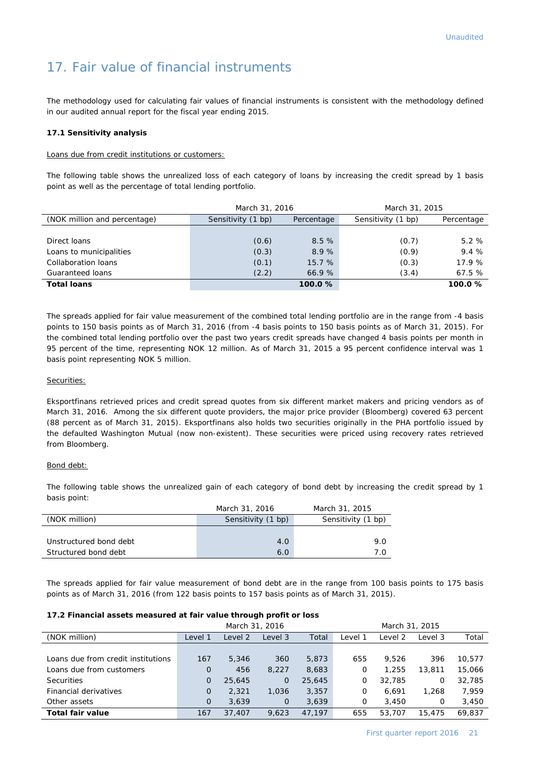Unaudited

# 17. Fair value of financial instruments

The methodology used for calculating fair values of financial instruments is consistent with the methodology defined in our audited annual report for the fiscal year ending 2015.

**17.1 Sensitivity analysis**

Loans due from credit institutions or customers:

The following table shows the unrealized loss of each category of loans by increasing the credit spread by 1 basis point as well as the percentage of total lending portfolio.

| | March 31, 2016 | | March 31, 2015 | |
|---|---|---|---|---|
| (NOK million and percentage) | Sensitivity (1 bp) | Percentage | Sensitivity (1 bp) | Percentage |
| Direct loans | (0.6) | 8.5 % | (0.7) | 5.2 % |
| Loans to municipalities | (0.3) | 8.9 % | (0.9) | 9.4 % |
| Collaboration loans | (0.1) | 15.7 % | (0.3) | 17.9 % |
| Guaranteed loans | (2.2) | 66.9 % | (3.4) | 67.5 % |
| **Total loans** | | **100.0 %** | | **100.0 %** |

The spreads applied for fair value measurement of the combined total lending portfolio are in the range from -4 basis points to 150 basis points as of March 31, 2016 (from -4 basis points to 150 basis points as of March 31, 2015). For the combined total lending portfolio over the past two years credit spreads have changed 4 basis points per month in 95 percent of the time, representing NOK 12 million. As of March 31, 2015 a 95 percent confidence interval was 1 basis point representing NOK 5 million.

Securities:

Eksportfinans retrieved prices and credit spread quotes from six different market makers and pricing vendors as of March 31, 2016. Among the six different quote providers, the major price provider (Bloomberg) covered 63 percent (88 percent as of March 31, 2015). Eksportfinans also holds two securities originally in the PHA portfolio issued by the defaulted Washington Mutual (now non-existent). These securities were priced using recovery rates retrieved from Bloomberg.

Bond debt:

The following table shows the unrealized gain of each category of bond debt by increasing the credit spread by 1 basis point:

| | March 31, 2016 | March 31, 2015 |
|---|---|---|
| (NOK million) | Sensitivity (1 bp) | Sensitivity (1 bp) |
| Unstructured bond debt | 4.0 | 9.0 |
| Structured bond debt | 6.0 | 7.0 |

The spreads applied for fair value measurement of bond debt are in the range from 100 basis points to 175 basis points as of March 31, 2016 (from 122 basis points to 157 basis points as of March 31, 2015).

**17.2 Financial assets measured at fair value through profit or loss**

| | March 31, 2016 | | | | March 31, 2015 | | | |
|---|---|---|---|---|---|---|---|---|
| (NOK million) | Level 1 | Level 2 | Level 3 | Total | Level 1 | Level 2 | Level 3 | Total |
| Loans due from credit institutions | 167 | 5,346 | 360 | 5,873 | 655 | 9,526 | 396 | 10,577 |
| Loans due from customers | 0 | 456 | 8,227 | 8,683 | 0 | 1,255 | 13,811 | 15,066 |
| Securities | 0 | 25,645 | 0 | 25,645 | 0 | 32,785 | 0 | 32,785 |
| Financial derivatives | 0 | 2,321 | 1,036 | 3,357 | 0 | 6,691 | 1,268 | 7,959 |
| Other assets | 0 | 3,639 | 0 | 3,639 | 0 | 3,450 | 0 | 3,450 |
| **Total fair value** | 167 | 37,407 | 9,623 | 47,197 | 655 | 53,707 | 15,475 | 69,837 |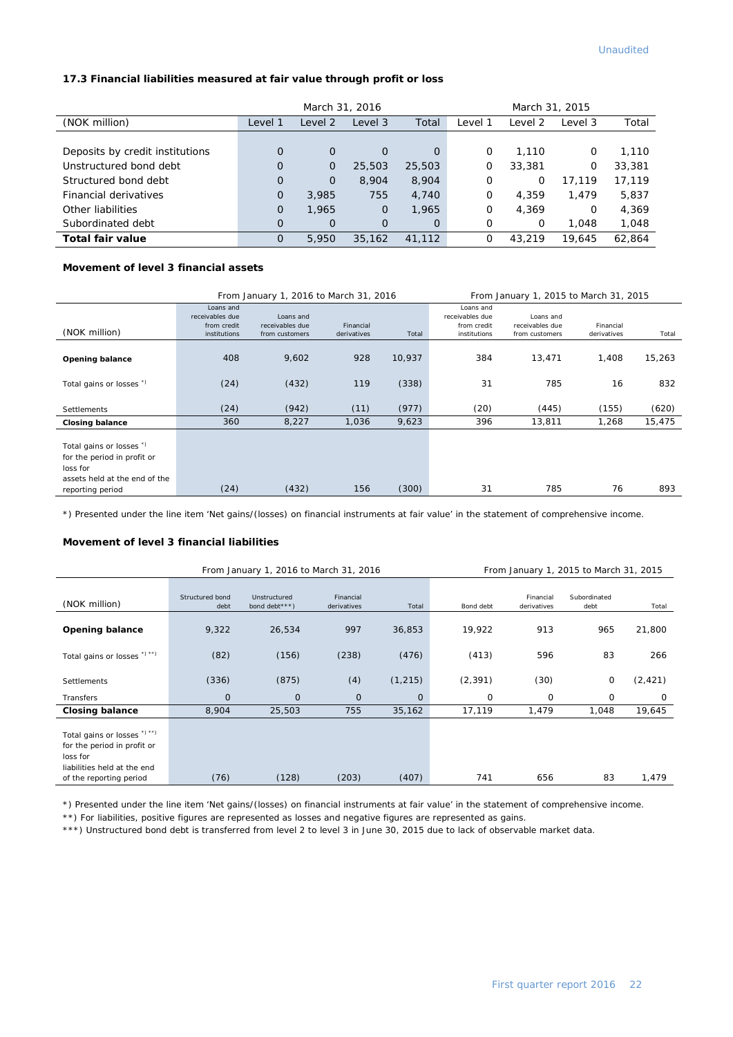### 17.3 Financial liabilities measured at fair value through profit or loss

| (NOK million) | March 31, 2016 Level 1 | Level 2 | Level 3 | Total | March 31, 2015 Level 1 | Level 2 | Level 3 | Total |
|---|---|---|---|---|---|---|---|---|
| Deposits by credit institutions | 0 | 0 | 0 | 0 | 0 | 1,110 | 0 | 1,110 |
| Unstructured bond debt | 0 | 0 | 25,503 | 25,503 | 0 | 33,381 | 0 | 33,381 |
| Structured bond debt | 0 | 0 | 8,904 | 8,904 | 0 | 0 | 17,119 | 17,119 |
| Financial derivatives | 0 | 3,985 | 755 | 4,740 | 0 | 4,359 | 1,479 | 5,837 |
| Other liabilities | 0 | 1,965 | 0 | 1,965 | 0 | 4,369 | 0 | 4,369 |
| Subordinated debt | 0 | 0 | 0 | 0 | 0 | 0 | 1,048 | 1,048 |
| **Total fair value** | 0 | 5,950 | 35,162 | 41,112 | 0 | 43,219 | 19,645 | 62,864 |

#### Movement of level 3 financial assets

| (NOK million) | From January 1, 2016 to March 31, 2016: Loans and receivables due from credit institutions | Loans and receivables due from customers | Financial derivatives | Total | From January 1, 2015 to March 31, 2015: Loans and receivables due from credit institutions | Loans and receivables due from customers | Financial derivatives | Total |
|---|---|---|---|---|---|---|---|---|
| **Opening balance** | 408 | 9,602 | 928 | 10,937 | 384 | 13,471 | 1,408 | 15,263 |
| Total gains or losses *) | (24) | (432) | 119 | (338) | 31 | 785 | 16 | 832 |
| Settlements | (24) | (942) | (11) | (977) | (20) | (445) | (155) | (620) |
| **Closing balance** | 360 | 8,227 | 1,036 | 9,623 | 396 | 13,811 | 1,268 | 15,475 |
| Total gains or losses *) for the period in profit or loss for assets held at the end of the reporting period | (24) | (432) | 156 | (300) | 31 | 785 | 76 | 893 |

*) Presented under the line item 'Net gains/(losses) on financial instruments at fair value' in the statement of comprehensive income.

#### Movement of level 3 financial liabilities

| (NOK million) | From January 1, 2016 to March 31, 2016: Structured bond debt | Unstructured bond debt***) | Financial derivatives | Total | From January 1, 2015 to March 31, 2015: Bond debt | Financial derivatives | Subordinated debt | Total |
|---|---|---|---|---|---|---|---|---|
| **Opening balance** | 9,322 | 26,534 | 997 | 36,853 | 19,922 | 913 | 965 | 21,800 |
| Total gains or losses *) **) | (82) | (156) | (238) | (476) | (413) | 596 | 83 | 266 |
| Settlements | (336) | (875) | (4) | (1,215) | (2,391) | (30) | 0 | (2,421) |
| Transfers | 0 | 0 | 0 | 0 | 0 | 0 | 0 | 0 |
| **Closing balance** | 8,904 | 25,503 | 755 | 35,162 | 17,119 | 1,479 | 1,048 | 19,645 |
| Total gains or losses *) **) for the period in profit or loss for liabilities held at the end of the reporting period | (76) | (128) | (203) | (407) | 741 | 656 | 83 | 1,479 |

*) Presented under the line item 'Net gains/(losses) on financial instruments at fair value' in the statement of comprehensive income.

**) For liabilities, positive figures are represented as losses and negative figures are represented as gains.

***) Unstructured bond debt is transferred from level 2 to level 3 in June 30, 2015 due to lack of observable market data.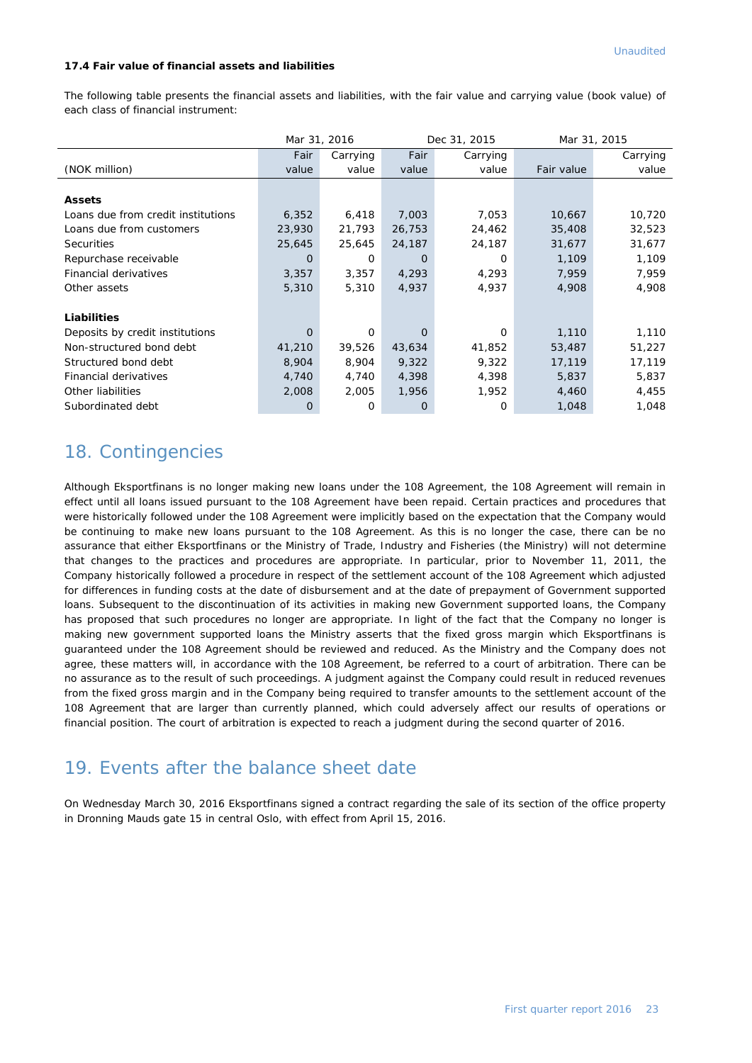**17.4 Fair value of financial assets and liabilities**

The following table presents the financial assets and liabilities, with the fair value and carrying value (book value) of each class of financial instrument:

| | Mar 31, 2016 | | Dec 31, 2015 | | Mar 31, 2015 | |
|---|---|---|---|---|---|---|
| (NOK million) | Fair value | Carrying value | Fair value | Carrying value | Fair value | Carrying value |
| **Assets** | | | | | | |
| Loans due from credit institutions | 6,352 | 6,418 | 7,003 | 7,053 | 10,667 | 10,720 |
| Loans due from customers | 23,930 | 21,793 | 26,753 | 24,462 | 35,408 | 32,523 |
| Securities | 25,645 | 25,645 | 24,187 | 24,187 | 31,677 | 31,677 |
| Repurchase receivable | 0 | 0 | 0 | 0 | 1,109 | 1,109 |
| Financial derivatives | 3,357 | 3,357 | 4,293 | 4,293 | 7,959 | 7,959 |
| Other assets | 5,310 | 5,310 | 4,937 | 4,937 | 4,908 | 4,908 |
| **Liabilities** | | | | | | |
| Deposits by credit institutions | 0 | 0 | 0 | 0 | 1,110 | 1,110 |
| Non-structured bond debt | 41,210 | 39,526 | 43,634 | 41,852 | 53,487 | 51,227 |
| Structured bond debt | 8,904 | 8,904 | 9,322 | 9,322 | 17,119 | 17,119 |
| Financial derivatives | 4,740 | 4,740 | 4,398 | 4,398 | 5,837 | 5,837 |
| Other liabilities | 2,008 | 2,005 | 1,956 | 1,952 | 4,460 | 4,455 |
| Subordinated debt | 0 | 0 | 0 | 0 | 1,048 | 1,048 |

# 18. Contingencies

Although Eksportfinans is no longer making new loans under the 108 Agreement, the 108 Agreement will remain in effect until all loans issued pursuant to the 108 Agreement have been repaid. Certain practices and procedures that were historically followed under the 108 Agreement were implicitly based on the expectation that the Company would be continuing to make new loans pursuant to the 108 Agreement. As this is no longer the case, there can be no assurance that either Eksportfinans or the Ministry of Trade, Industry and Fisheries (the Ministry) will not determine that changes to the practices and procedures are appropriate. In particular, prior to November 11, 2011, the Company historically followed a procedure in respect of the settlement account of the 108 Agreement which adjusted for differences in funding costs at the date of disbursement and at the date of prepayment of Government supported loans. Subsequent to the discontinuation of its activities in making new Government supported loans, the Company has proposed that such procedures no longer are appropriate. In light of the fact that the Company no longer is making new government supported loans the Ministry asserts that the fixed gross margin which Eksportfinans is guaranteed under the 108 Agreement should be reviewed and reduced. As the Ministry and the Company does not agree, these matters will, in accordance with the 108 Agreement, be referred to a court of arbitration. There can be no assurance as to the result of such proceedings. A judgment against the Company could result in reduced revenues from the fixed gross margin and in the Company being required to transfer amounts to the settlement account of the 108 Agreement that are larger than currently planned, which could adversely affect our results of operations or financial position. The court of arbitration is expected to reach a judgment during the second quarter of 2016.

# 19. Events after the balance sheet date

On Wednesday March 30, 2016 Eksportfinans signed a contract regarding the sale of its section of the office property in Dronning Mauds gate 15 in central Oslo, with effect from April 15, 2016.